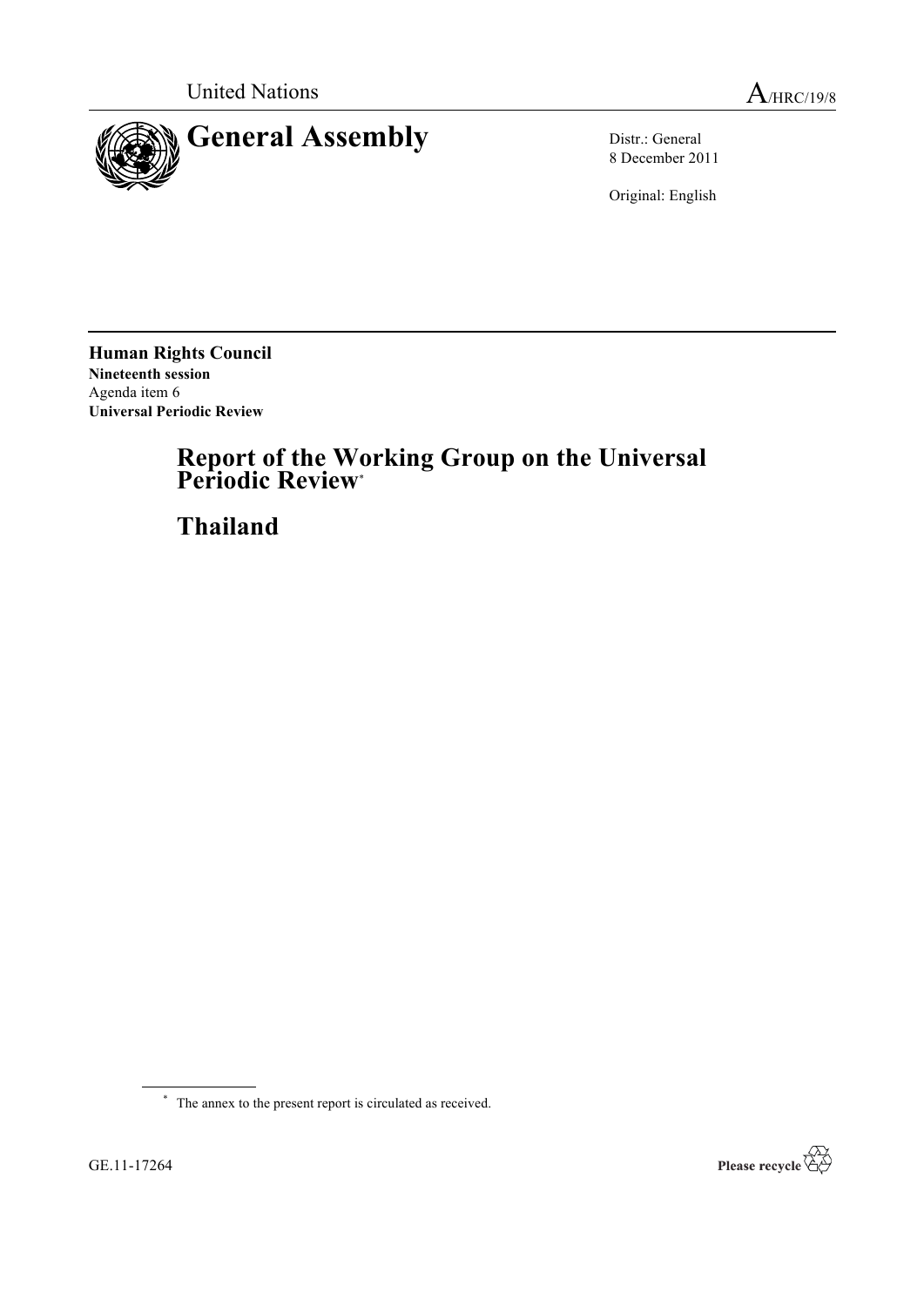United Nations

A/HRC/19/8

# General Assembly

Distr.: General
8 December 2011

Original: English

**Human Rights Council**
**Nineteenth session**
Agenda item 6
**Universal Periodic Review**

## Report of the Working Group on the Universal Periodic Review*

## Thailand

\* The annex to the present report is circulated as received.

GE.11-17264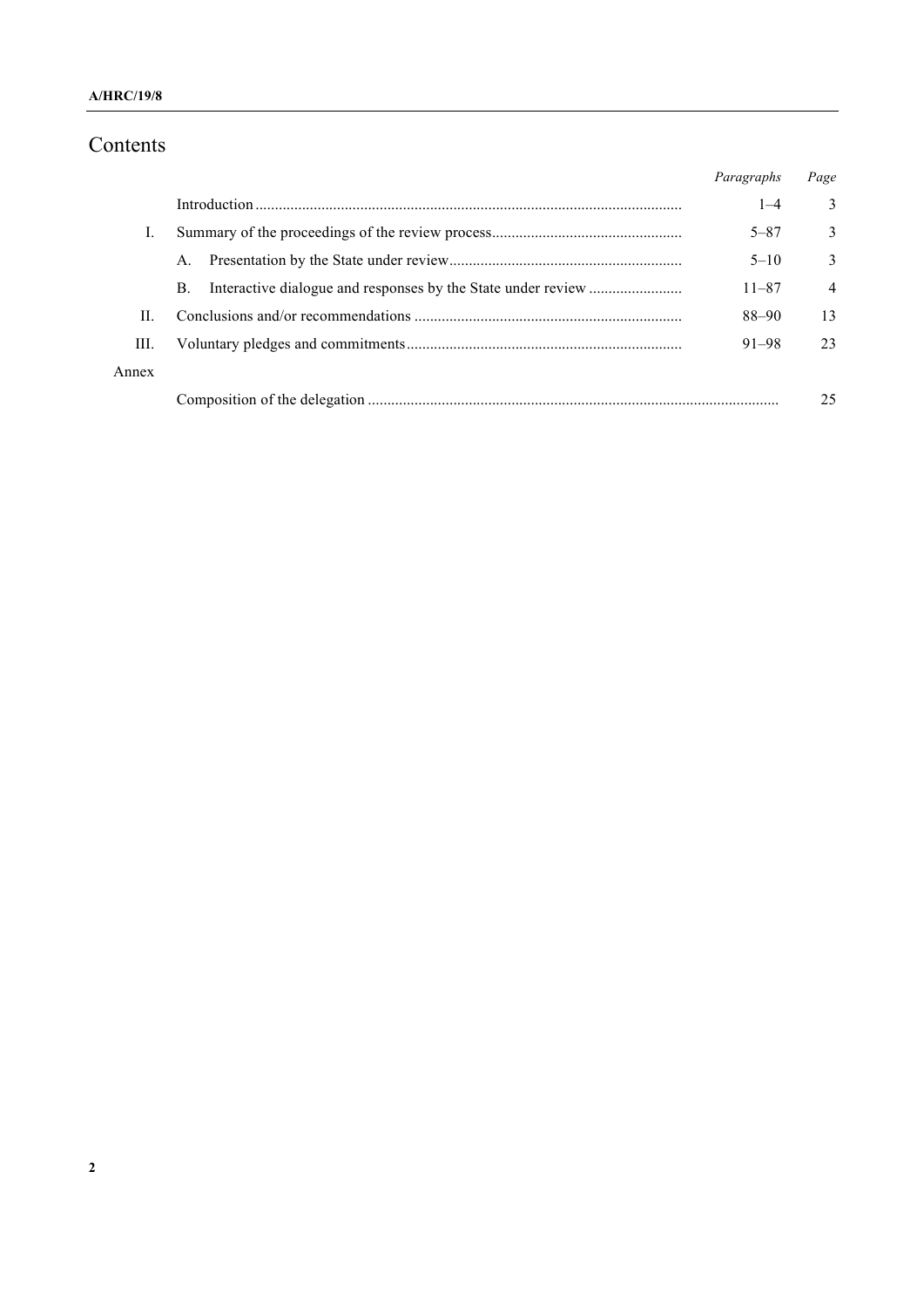# Contents

| | | *Paragraphs* | *Page* |
|---|---|---|---|
| | Introduction | 1–4 | 3 |
| I. | Summary of the proceedings of the review process | 5–87 | 3 |
| | A. Presentation by the State under review | 5–10 | 3 |
| | B. Interactive dialogue and responses by the State under review | 11–87 | 4 |
| II. | Conclusions and/or recommendations | 88–90 | 13 |
| III. | Voluntary pledges and commitments | 91–98 | 23 |
| Annex | | | |
| | Composition of the delegation | | 25 |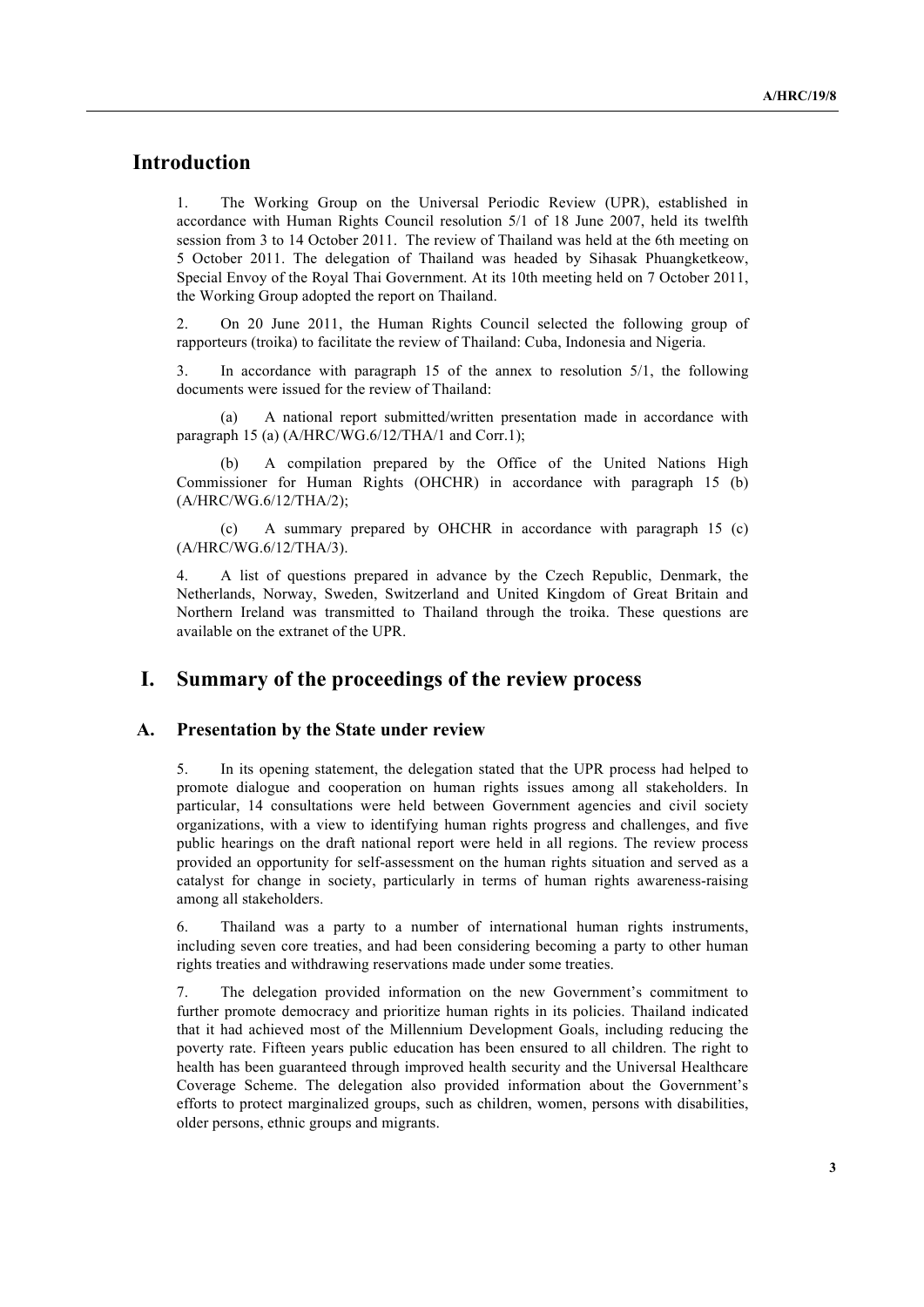## Introduction

1. The Working Group on the Universal Periodic Review (UPR), established in accordance with Human Rights Council resolution 5/1 of 18 June 2007, held its twelfth session from 3 to 14 October 2011. The review of Thailand was held at the 6th meeting on 5 October 2011. The delegation of Thailand was headed by Sihasak Phuangketkeow, Special Envoy of the Royal Thai Government. At its 10th meeting held on 7 October 2011, the Working Group adopted the report on Thailand.

2. On 20 June 2011, the Human Rights Council selected the following group of rapporteurs (troika) to facilitate the review of Thailand: Cuba, Indonesia and Nigeria.

3. In accordance with paragraph 15 of the annex to resolution 5/1, the following documents were issued for the review of Thailand:

(a) A national report submitted/written presentation made in accordance with paragraph 15 (a) (A/HRC/WG.6/12/THA/1 and Corr.1);

(b) A compilation prepared by the Office of the United Nations High Commissioner for Human Rights (OHCHR) in accordance with paragraph 15 (b) (A/HRC/WG.6/12/THA/2);

(c) A summary prepared by OHCHR in accordance with paragraph 15 (c) (A/HRC/WG.6/12/THA/3).

4. A list of questions prepared in advance by the Czech Republic, Denmark, the Netherlands, Norway, Sweden, Switzerland and United Kingdom of Great Britain and Northern Ireland was transmitted to Thailand through the troika. These questions are available on the extranet of the UPR.

## I. Summary of the proceedings of the review process

### A. Presentation by the State under review

5. In its opening statement, the delegation stated that the UPR process had helped to promote dialogue and cooperation on human rights issues among all stakeholders. In particular, 14 consultations were held between Government agencies and civil society organizations, with a view to identifying human rights progress and challenges, and five public hearings on the draft national report were held in all regions. The review process provided an opportunity for self-assessment on the human rights situation and served as a catalyst for change in society, particularly in terms of human rights awareness-raising among all stakeholders.

6. Thailand was a party to a number of international human rights instruments, including seven core treaties, and had been considering becoming a party to other human rights treaties and withdrawing reservations made under some treaties.

7. The delegation provided information on the new Government's commitment to further promote democracy and prioritize human rights in its policies. Thailand indicated that it had achieved most of the Millennium Development Goals, including reducing the poverty rate. Fifteen years public education has been ensured to all children. The right to health has been guaranteed through improved health security and the Universal Healthcare Coverage Scheme. The delegation also provided information about the Government's efforts to protect marginalized groups, such as children, women, persons with disabilities, older persons, ethnic groups and migrants.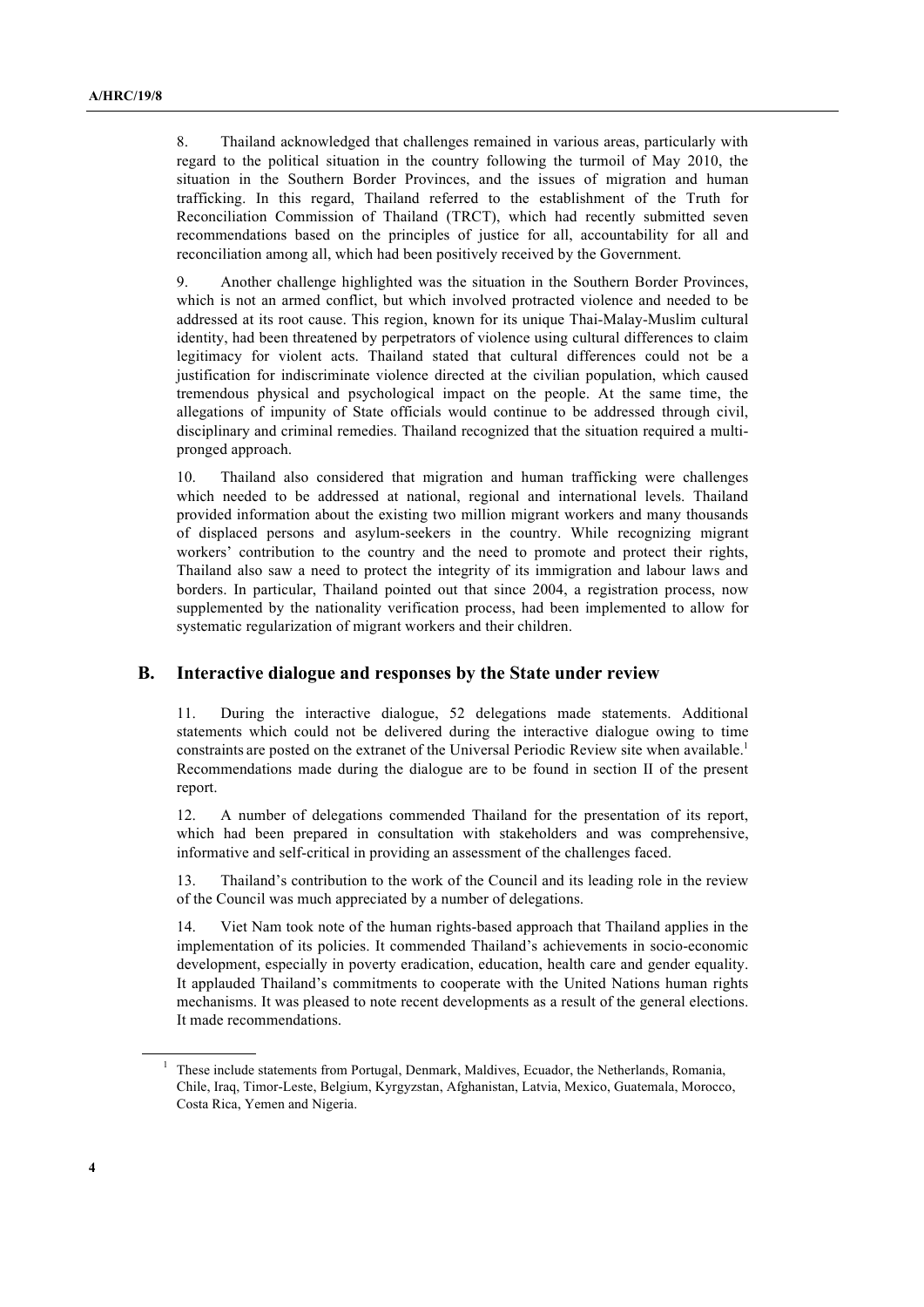8. Thailand acknowledged that challenges remained in various areas, particularly with regard to the political situation in the country following the turmoil of May 2010, the situation in the Southern Border Provinces, and the issues of migration and human trafficking. In this regard, Thailand referred to the establishment of the Truth for Reconciliation Commission of Thailand (TRCT), which had recently submitted seven recommendations based on the principles of justice for all, accountability for all and reconciliation among all, which had been positively received by the Government.

9. Another challenge highlighted was the situation in the Southern Border Provinces, which is not an armed conflict, but which involved protracted violence and needed to be addressed at its root cause. This region, known for its unique Thai-Malay-Muslim cultural identity, had been threatened by perpetrators of violence using cultural differences to claim legitimacy for violent acts. Thailand stated that cultural differences could not be a justification for indiscriminate violence directed at the civilian population, which caused tremendous physical and psychological impact on the people. At the same time, the allegations of impunity of State officials would continue to be addressed through civil, disciplinary and criminal remedies. Thailand recognized that the situation required a multi-pronged approach.

10. Thailand also considered that migration and human trafficking were challenges which needed to be addressed at national, regional and international levels. Thailand provided information about the existing two million migrant workers and many thousands of displaced persons and asylum-seekers in the country. While recognizing migrant workers' contribution to the country and the need to promote and protect their rights, Thailand also saw a need to protect the integrity of its immigration and labour laws and borders. In particular, Thailand pointed out that since 2004, a registration process, now supplemented by the nationality verification process, had been implemented to allow for systematic regularization of migrant workers and their children.

## B. Interactive dialogue and responses by the State under review

11. During the interactive dialogue, 52 delegations made statements. Additional statements which could not be delivered during the interactive dialogue owing to time constraints are posted on the extranet of the Universal Periodic Review site when available.[1] Recommendations made during the dialogue are to be found in section II of the present report.

12. A number of delegations commended Thailand for the presentation of its report, which had been prepared in consultation with stakeholders and was comprehensive, informative and self-critical in providing an assessment of the challenges faced.

13. Thailand's contribution to the work of the Council and its leading role in the review of the Council was much appreciated by a number of delegations.

14. Viet Nam took note of the human rights-based approach that Thailand applies in the implementation of its policies. It commended Thailand's achievements in socio-economic development, especially in poverty eradication, education, health care and gender equality. It applauded Thailand's commitments to cooperate with the United Nations human rights mechanisms. It was pleased to note recent developments as a result of the general elections. It made recommendations.

---

[1] These include statements from Portugal, Denmark, Maldives, Ecuador, the Netherlands, Romania, Chile, Iraq, Timor-Leste, Belgium, Kyrgyzstan, Afghanistan, Latvia, Mexico, Guatemala, Morocco, Costa Rica, Yemen and Nigeria.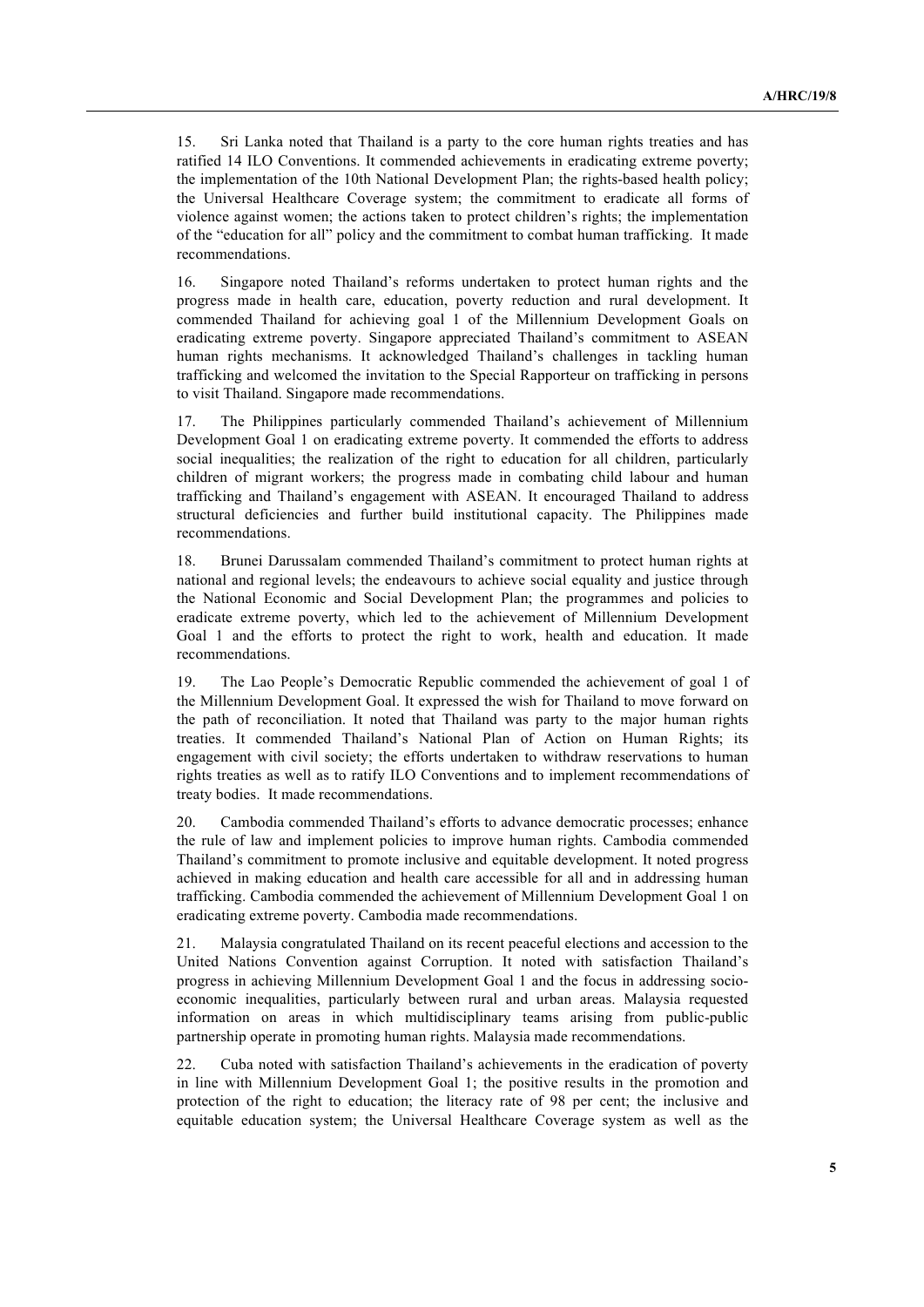15. Sri Lanka noted that Thailand is a party to the core human rights treaties and has ratified 14 ILO Conventions. It commended achievements in eradicating extreme poverty; the implementation of the 10th National Development Plan; the rights-based health policy; the Universal Healthcare Coverage system; the commitment to eradicate all forms of violence against women; the actions taken to protect children's rights; the implementation of the "education for all" policy and the commitment to combat human trafficking. It made recommendations.

16. Singapore noted Thailand's reforms undertaken to protect human rights and the progress made in health care, education, poverty reduction and rural development. It commended Thailand for achieving goal 1 of the Millennium Development Goals on eradicating extreme poverty. Singapore appreciated Thailand's commitment to ASEAN human rights mechanisms. It acknowledged Thailand's challenges in tackling human trafficking and welcomed the invitation to the Special Rapporteur on trafficking in persons to visit Thailand. Singapore made recommendations.

17. The Philippines particularly commended Thailand's achievement of Millennium Development Goal 1 on eradicating extreme poverty. It commended the efforts to address social inequalities; the realization of the right to education for all children, particularly children of migrant workers; the progress made in combating child labour and human trafficking and Thailand's engagement with ASEAN. It encouraged Thailand to address structural deficiencies and further build institutional capacity. The Philippines made recommendations.

18. Brunei Darussalam commended Thailand's commitment to protect human rights at national and regional levels; the endeavours to achieve social equality and justice through the National Economic and Social Development Plan; the programmes and policies to eradicate extreme poverty, which led to the achievement of Millennium Development Goal 1 and the efforts to protect the right to work, health and education. It made recommendations.

19. The Lao People's Democratic Republic commended the achievement of goal 1 of the Millennium Development Goal. It expressed the wish for Thailand to move forward on the path of reconciliation. It noted that Thailand was party to the major human rights treaties. It commended Thailand's National Plan of Action on Human Rights; its engagement with civil society; the efforts undertaken to withdraw reservations to human rights treaties as well as to ratify ILO Conventions and to implement recommendations of treaty bodies. It made recommendations.

20. Cambodia commended Thailand's efforts to advance democratic processes; enhance the rule of law and implement policies to improve human rights. Cambodia commended Thailand's commitment to promote inclusive and equitable development. It noted progress achieved in making education and health care accessible for all and in addressing human trafficking. Cambodia commended the achievement of Millennium Development Goal 1 on eradicating extreme poverty. Cambodia made recommendations.

21. Malaysia congratulated Thailand on its recent peaceful elections and accession to the United Nations Convention against Corruption. It noted with satisfaction Thailand's progress in achieving Millennium Development Goal 1 and the focus in addressing socio-economic inequalities, particularly between rural and urban areas. Malaysia requested information on areas in which multidisciplinary teams arising from public-public partnership operate in promoting human rights. Malaysia made recommendations.

22. Cuba noted with satisfaction Thailand's achievements in the eradication of poverty in line with Millennium Development Goal 1; the positive results in the promotion and protection of the right to education; the literacy rate of 98 per cent; the inclusive and equitable education system; the Universal Healthcare Coverage system as well as the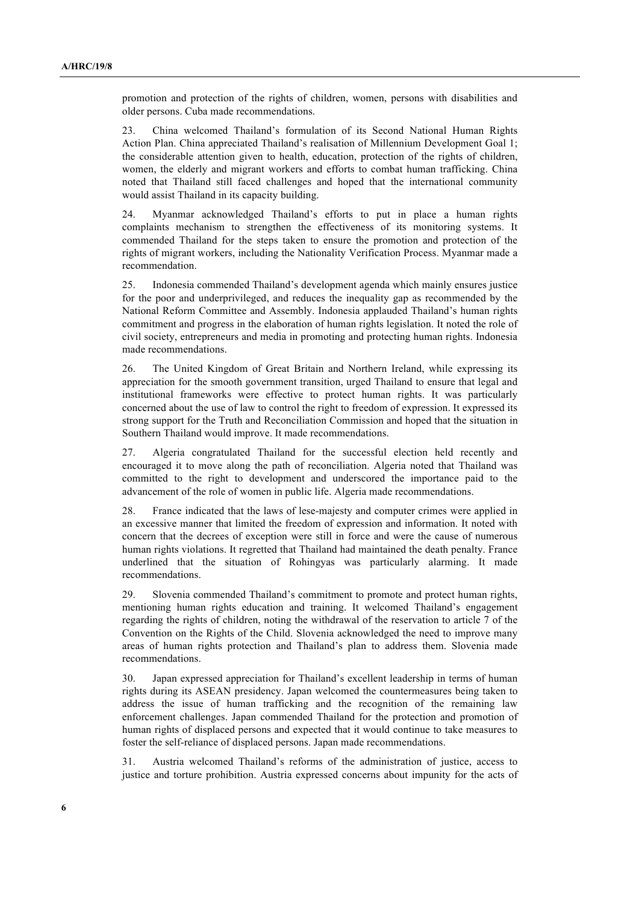promotion and protection of the rights of children, women, persons with disabilities and older persons. Cuba made recommendations.

23. China welcomed Thailand's formulation of its Second National Human Rights Action Plan. China appreciated Thailand's realisation of Millennium Development Goal 1; the considerable attention given to health, education, protection of the rights of children, women, the elderly and migrant workers and efforts to combat human trafficking. China noted that Thailand still faced challenges and hoped that the international community would assist Thailand in its capacity building.

24. Myanmar acknowledged Thailand's efforts to put in place a human rights complaints mechanism to strengthen the effectiveness of its monitoring systems. It commended Thailand for the steps taken to ensure the promotion and protection of the rights of migrant workers, including the Nationality Verification Process. Myanmar made a recommendation.

25. Indonesia commended Thailand's development agenda which mainly ensures justice for the poor and underprivileged, and reduces the inequality gap as recommended by the National Reform Committee and Assembly. Indonesia applauded Thailand's human rights commitment and progress in the elaboration of human rights legislation. It noted the role of civil society, entrepreneurs and media in promoting and protecting human rights. Indonesia made recommendations.

26. The United Kingdom of Great Britain and Northern Ireland, while expressing its appreciation for the smooth government transition, urged Thailand to ensure that legal and institutional frameworks were effective to protect human rights. It was particularly concerned about the use of law to control the right to freedom of expression. It expressed its strong support for the Truth and Reconciliation Commission and hoped that the situation in Southern Thailand would improve. It made recommendations.

27. Algeria congratulated Thailand for the successful election held recently and encouraged it to move along the path of reconciliation. Algeria noted that Thailand was committed to the right to development and underscored the importance paid to the advancement of the role of women in public life. Algeria made recommendations.

28. France indicated that the laws of lese-majesty and computer crimes were applied in an excessive manner that limited the freedom of expression and information. It noted with concern that the decrees of exception were still in force and were the cause of numerous human rights violations. It regretted that Thailand had maintained the death penalty. France underlined that the situation of Rohingyas was particularly alarming. It made recommendations.

29. Slovenia commended Thailand's commitment to promote and protect human rights, mentioning human rights education and training. It welcomed Thailand's engagement regarding the rights of children, noting the withdrawal of the reservation to article 7 of the Convention on the Rights of the Child. Slovenia acknowledged the need to improve many areas of human rights protection and Thailand's plan to address them. Slovenia made recommendations.

30. Japan expressed appreciation for Thailand's excellent leadership in terms of human rights during its ASEAN presidency. Japan welcomed the countermeasures being taken to address the issue of human trafficking and the recognition of the remaining law enforcement challenges. Japan commended Thailand for the protection and promotion of human rights of displaced persons and expected that it would continue to take measures to foster the self-reliance of displaced persons. Japan made recommendations.

31. Austria welcomed Thailand's reforms of the administration of justice, access to justice and torture prohibition. Austria expressed concerns about impunity for the acts of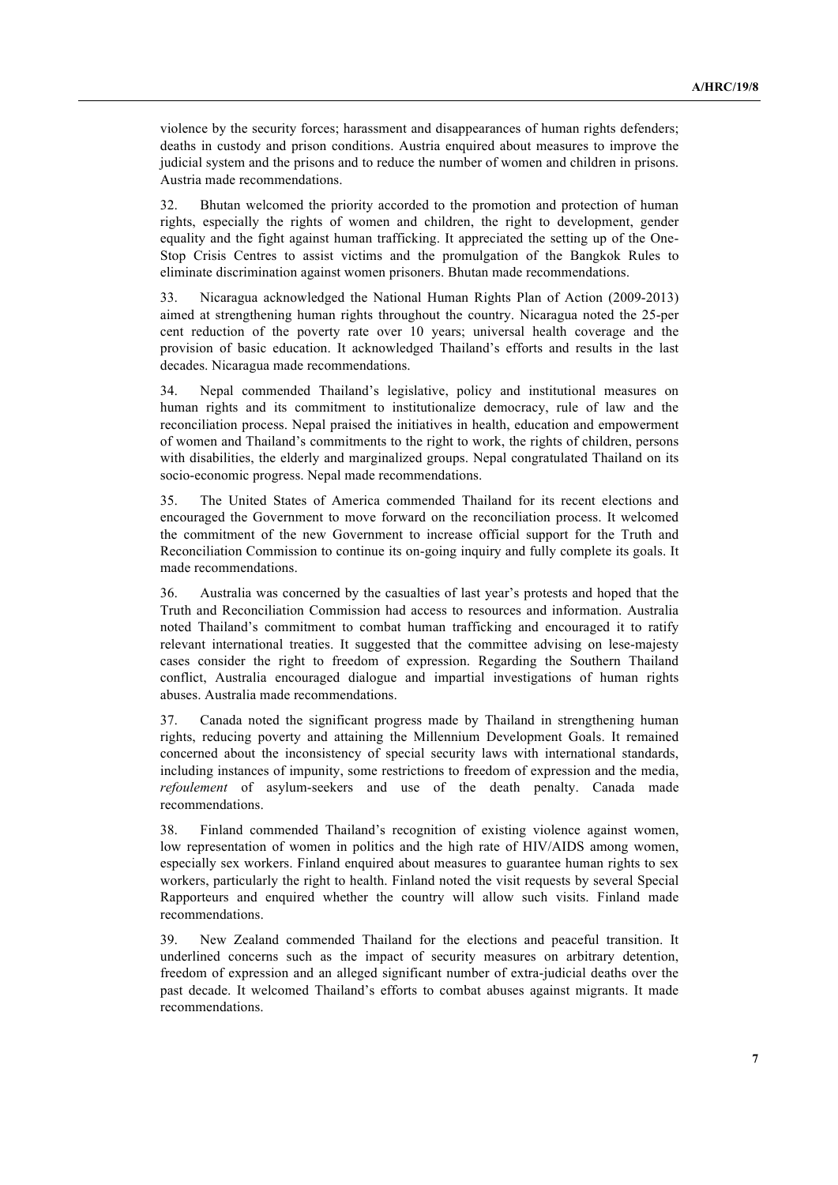violence by the security forces; harassment and disappearances of human rights defenders; deaths in custody and prison conditions. Austria enquired about measures to improve the judicial system and the prisons and to reduce the number of women and children in prisons. Austria made recommendations.

32. Bhutan welcomed the priority accorded to the promotion and protection of human rights, especially the rights of women and children, the right to development, gender equality and the fight against human trafficking. It appreciated the setting up of the One-Stop Crisis Centres to assist victims and the promulgation of the Bangkok Rules to eliminate discrimination against women prisoners. Bhutan made recommendations.

33. Nicaragua acknowledged the National Human Rights Plan of Action (2009-2013) aimed at strengthening human rights throughout the country. Nicaragua noted the 25-per cent reduction of the poverty rate over 10 years; universal health coverage and the provision of basic education. It acknowledged Thailand's efforts and results in the last decades. Nicaragua made recommendations.

34. Nepal commended Thailand's legislative, policy and institutional measures on human rights and its commitment to institutionalize democracy, rule of law and the reconciliation process. Nepal praised the initiatives in health, education and empowerment of women and Thailand's commitments to the right to work, the rights of children, persons with disabilities, the elderly and marginalized groups. Nepal congratulated Thailand on its socio-economic progress. Nepal made recommendations.

35. The United States of America commended Thailand for its recent elections and encouraged the Government to move forward on the reconciliation process. It welcomed the commitment of the new Government to increase official support for the Truth and Reconciliation Commission to continue its on-going inquiry and fully complete its goals. It made recommendations.

36. Australia was concerned by the casualties of last year's protests and hoped that the Truth and Reconciliation Commission had access to resources and information. Australia noted Thailand's commitment to combat human trafficking and encouraged it to ratify relevant international treaties. It suggested that the committee advising on lese-majesty cases consider the right to freedom of expression. Regarding the Southern Thailand conflict, Australia encouraged dialogue and impartial investigations of human rights abuses. Australia made recommendations.

37. Canada noted the significant progress made by Thailand in strengthening human rights, reducing poverty and attaining the Millennium Development Goals. It remained concerned about the inconsistency of special security laws with international standards, including instances of impunity, some restrictions to freedom of expression and the media, *refoulement* of asylum-seekers and use of the death penalty. Canada made recommendations.

38. Finland commended Thailand's recognition of existing violence against women, low representation of women in politics and the high rate of HIV/AIDS among women, especially sex workers. Finland enquired about measures to guarantee human rights to sex workers, particularly the right to health. Finland noted the visit requests by several Special Rapporteurs and enquired whether the country will allow such visits. Finland made recommendations.

39. New Zealand commended Thailand for the elections and peaceful transition. It underlined concerns such as the impact of security measures on arbitrary detention, freedom of expression and an alleged significant number of extra-judicial deaths over the past decade. It welcomed Thailand's efforts to combat abuses against migrants. It made recommendations.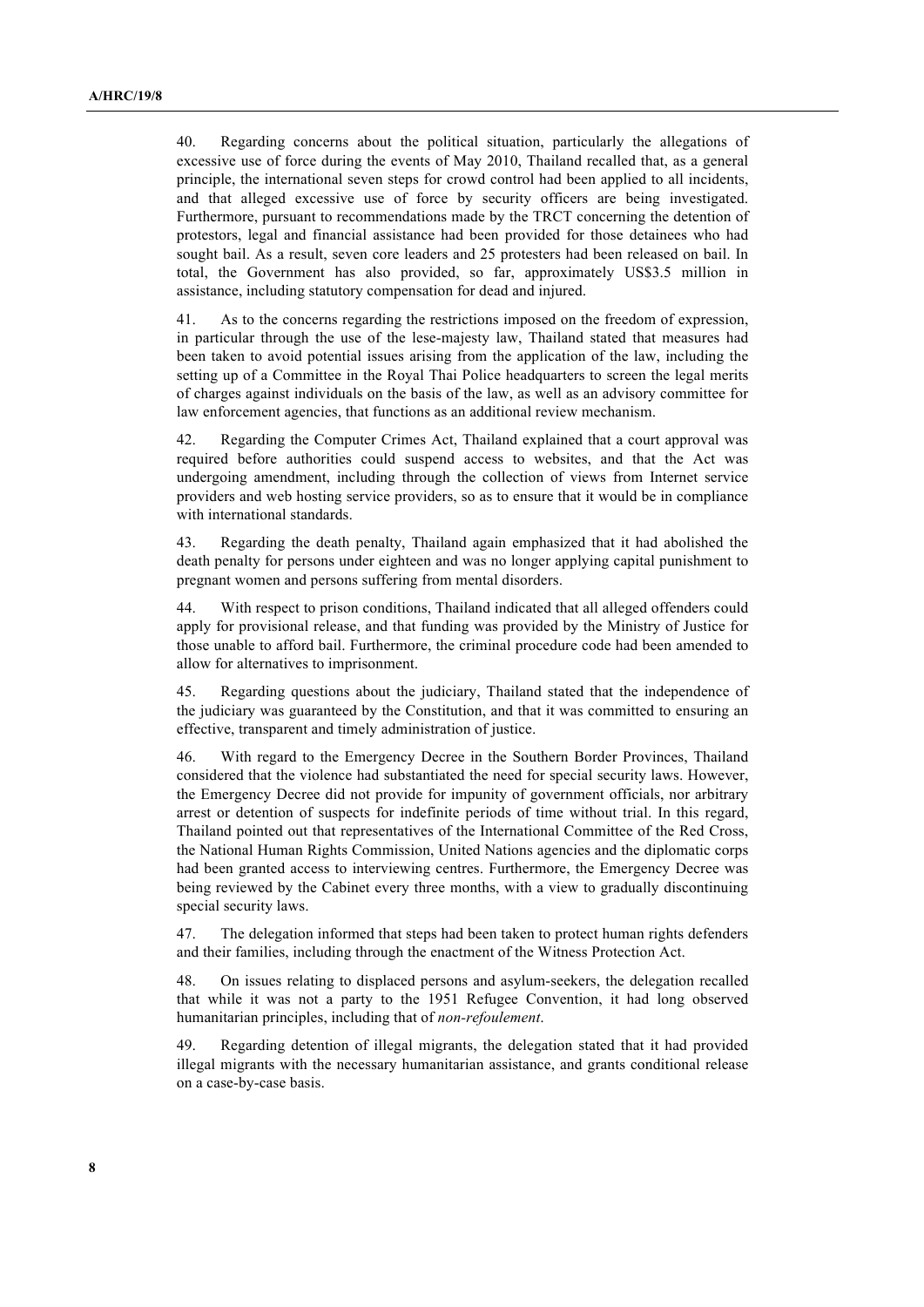40. Regarding concerns about the political situation, particularly the allegations of excessive use of force during the events of May 2010, Thailand recalled that, as a general principle, the international seven steps for crowd control had been applied to all incidents, and that alleged excessive use of force by security officers are being investigated. Furthermore, pursuant to recommendations made by the TRCT concerning the detention of protestors, legal and financial assistance had been provided for those detainees who had sought bail. As a result, seven core leaders and 25 protesters had been released on bail. In total, the Government has also provided, so far, approximately US$3.5 million in assistance, including statutory compensation for dead and injured.

41. As to the concerns regarding the restrictions imposed on the freedom of expression, in particular through the use of the lese-majesty law, Thailand stated that measures had been taken to avoid potential issues arising from the application of the law, including the setting up of a Committee in the Royal Thai Police headquarters to screen the legal merits of charges against individuals on the basis of the law, as well as an advisory committee for law enforcement agencies, that functions as an additional review mechanism.

42. Regarding the Computer Crimes Act, Thailand explained that a court approval was required before authorities could suspend access to websites, and that the Act was undergoing amendment, including through the collection of views from Internet service providers and web hosting service providers, so as to ensure that it would be in compliance with international standards.

43. Regarding the death penalty, Thailand again emphasized that it had abolished the death penalty for persons under eighteen and was no longer applying capital punishment to pregnant women and persons suffering from mental disorders.

44. With respect to prison conditions, Thailand indicated that all alleged offenders could apply for provisional release, and that funding was provided by the Ministry of Justice for those unable to afford bail. Furthermore, the criminal procedure code had been amended to allow for alternatives to imprisonment.

45. Regarding questions about the judiciary, Thailand stated that the independence of the judiciary was guaranteed by the Constitution, and that it was committed to ensuring an effective, transparent and timely administration of justice.

46. With regard to the Emergency Decree in the Southern Border Provinces, Thailand considered that the violence had substantiated the need for special security laws. However, the Emergency Decree did not provide for impunity of government officials, nor arbitrary arrest or detention of suspects for indefinite periods of time without trial. In this regard, Thailand pointed out that representatives of the International Committee of the Red Cross, the National Human Rights Commission, United Nations agencies and the diplomatic corps had been granted access to interviewing centres. Furthermore, the Emergency Decree was being reviewed by the Cabinet every three months, with a view to gradually discontinuing special security laws.

47. The delegation informed that steps had been taken to protect human rights defenders and their families, including through the enactment of the Witness Protection Act.

48. On issues relating to displaced persons and asylum-seekers, the delegation recalled that while it was not a party to the 1951 Refugee Convention, it had long observed humanitarian principles, including that of *non-refoulement*.

49. Regarding detention of illegal migrants, the delegation stated that it had provided illegal migrants with the necessary humanitarian assistance, and grants conditional release on a case-by-case basis.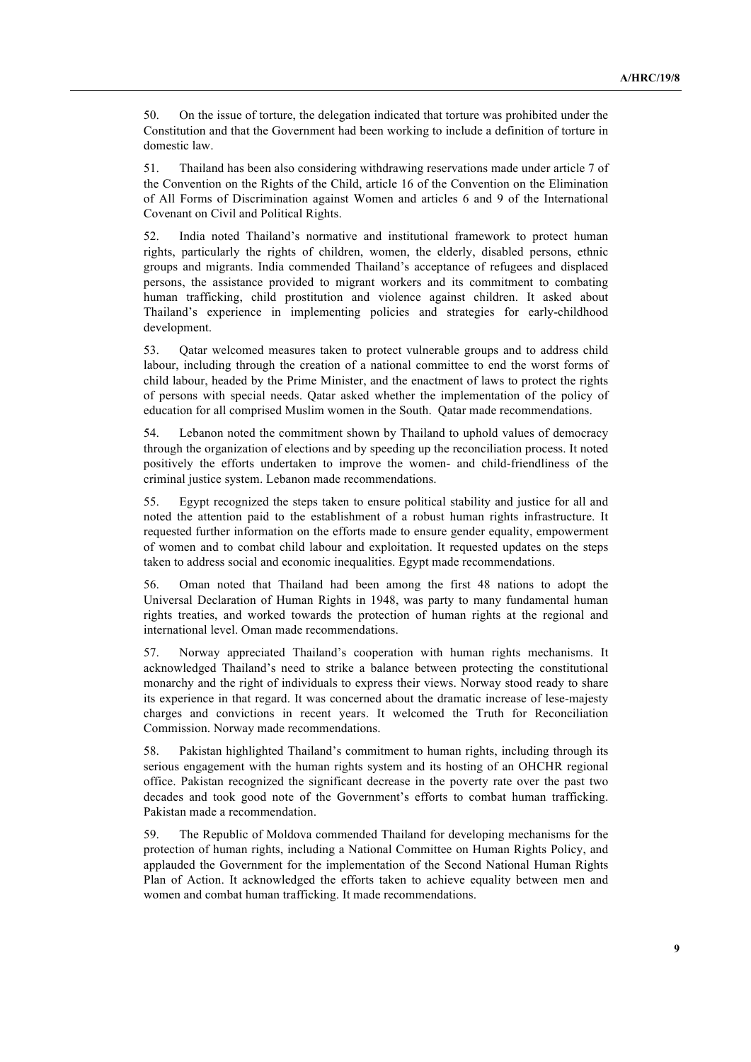50. On the issue of torture, the delegation indicated that torture was prohibited under the Constitution and that the Government had been working to include a definition of torture in domestic law.

51. Thailand has been also considering withdrawing reservations made under article 7 of the Convention on the Rights of the Child, article 16 of the Convention on the Elimination of All Forms of Discrimination against Women and articles 6 and 9 of the International Covenant on Civil and Political Rights.

52. India noted Thailand's normative and institutional framework to protect human rights, particularly the rights of children, women, the elderly, disabled persons, ethnic groups and migrants. India commended Thailand's acceptance of refugees and displaced persons, the assistance provided to migrant workers and its commitment to combating human trafficking, child prostitution and violence against children. It asked about Thailand's experience in implementing policies and strategies for early-childhood development.

53. Qatar welcomed measures taken to protect vulnerable groups and to address child labour, including through the creation of a national committee to end the worst forms of child labour, headed by the Prime Minister, and the enactment of laws to protect the rights of persons with special needs. Qatar asked whether the implementation of the policy of education for all comprised Muslim women in the South. Qatar made recommendations.

54. Lebanon noted the commitment shown by Thailand to uphold values of democracy through the organization of elections and by speeding up the reconciliation process. It noted positively the efforts undertaken to improve the women- and child-friendliness of the criminal justice system. Lebanon made recommendations.

55. Egypt recognized the steps taken to ensure political stability and justice for all and noted the attention paid to the establishment of a robust human rights infrastructure. It requested further information on the efforts made to ensure gender equality, empowerment of women and to combat child labour and exploitation. It requested updates on the steps taken to address social and economic inequalities. Egypt made recommendations.

56. Oman noted that Thailand had been among the first 48 nations to adopt the Universal Declaration of Human Rights in 1948, was party to many fundamental human rights treaties, and worked towards the protection of human rights at the regional and international level. Oman made recommendations.

57. Norway appreciated Thailand's cooperation with human rights mechanisms. It acknowledged Thailand's need to strike a balance between protecting the constitutional monarchy and the right of individuals to express their views. Norway stood ready to share its experience in that regard. It was concerned about the dramatic increase of lese-majesty charges and convictions in recent years. It welcomed the Truth for Reconciliation Commission. Norway made recommendations.

58. Pakistan highlighted Thailand's commitment to human rights, including through its serious engagement with the human rights system and its hosting of an OHCHR regional office. Pakistan recognized the significant decrease in the poverty rate over the past two decades and took good note of the Government's efforts to combat human trafficking. Pakistan made a recommendation.

59. The Republic of Moldova commended Thailand for developing mechanisms for the protection of human rights, including a National Committee on Human Rights Policy, and applauded the Government for the implementation of the Second National Human Rights Plan of Action. It acknowledged the efforts taken to achieve equality between men and women and combat human trafficking. It made recommendations.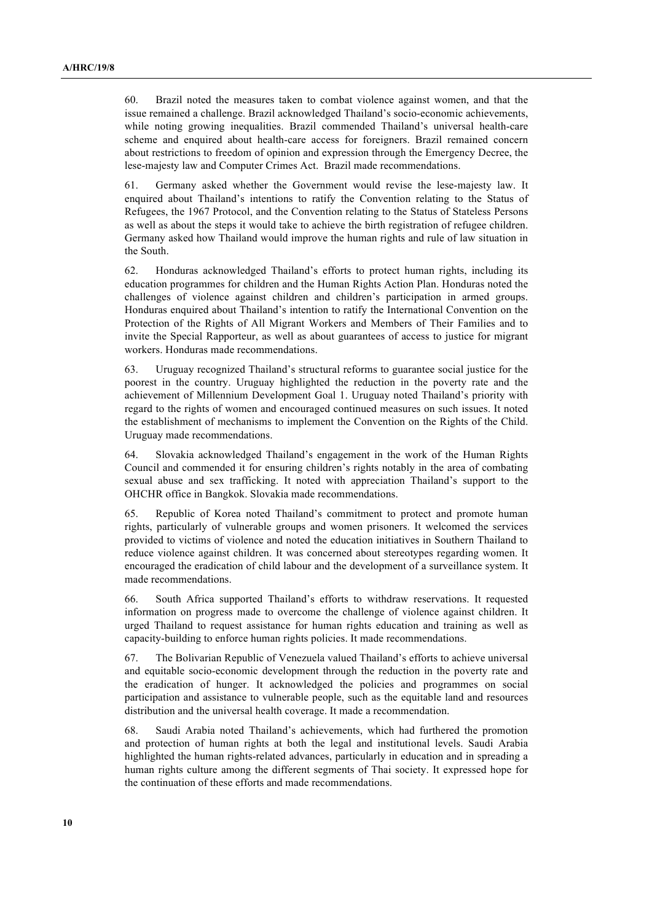60. Brazil noted the measures taken to combat violence against women, and that the issue remained a challenge. Brazil acknowledged Thailand's socio-economic achievements, while noting growing inequalities. Brazil commended Thailand's universal health-care scheme and enquired about health-care access for foreigners. Brazil remained concern about restrictions to freedom of opinion and expression through the Emergency Decree, the lese-majesty law and Computer Crimes Act. Brazil made recommendations.

61. Germany asked whether the Government would revise the lese-majesty law. It enquired about Thailand's intentions to ratify the Convention relating to the Status of Refugees, the 1967 Protocol, and the Convention relating to the Status of Stateless Persons as well as about the steps it would take to achieve the birth registration of refugee children. Germany asked how Thailand would improve the human rights and rule of law situation in the South.

62. Honduras acknowledged Thailand's efforts to protect human rights, including its education programmes for children and the Human Rights Action Plan. Honduras noted the challenges of violence against children and children's participation in armed groups. Honduras enquired about Thailand's intention to ratify the International Convention on the Protection of the Rights of All Migrant Workers and Members of Their Families and to invite the Special Rapporteur, as well as about guarantees of access to justice for migrant workers. Honduras made recommendations.

63. Uruguay recognized Thailand's structural reforms to guarantee social justice for the poorest in the country. Uruguay highlighted the reduction in the poverty rate and the achievement of Millennium Development Goal 1. Uruguay noted Thailand's priority with regard to the rights of women and encouraged continued measures on such issues. It noted the establishment of mechanisms to implement the Convention on the Rights of the Child. Uruguay made recommendations.

64. Slovakia acknowledged Thailand's engagement in the work of the Human Rights Council and commended it for ensuring children's rights notably in the area of combating sexual abuse and sex trafficking. It noted with appreciation Thailand's support to the OHCHR office in Bangkok. Slovakia made recommendations.

65. Republic of Korea noted Thailand's commitment to protect and promote human rights, particularly of vulnerable groups and women prisoners. It welcomed the services provided to victims of violence and noted the education initiatives in Southern Thailand to reduce violence against children. It was concerned about stereotypes regarding women. It encouraged the eradication of child labour and the development of a surveillance system. It made recommendations.

66. South Africa supported Thailand's efforts to withdraw reservations. It requested information on progress made to overcome the challenge of violence against children. It urged Thailand to request assistance for human rights education and training as well as capacity-building to enforce human rights policies. It made recommendations.

67. The Bolivarian Republic of Venezuela valued Thailand's efforts to achieve universal and equitable socio-economic development through the reduction in the poverty rate and the eradication of hunger. It acknowledged the policies and programmes on social participation and assistance to vulnerable people, such as the equitable land and resources distribution and the universal health coverage. It made a recommendation.

68. Saudi Arabia noted Thailand's achievements, which had furthered the promotion and protection of human rights at both the legal and institutional levels. Saudi Arabia highlighted the human rights-related advances, particularly in education and in spreading a human rights culture among the different segments of Thai society. It expressed hope for the continuation of these efforts and made recommendations.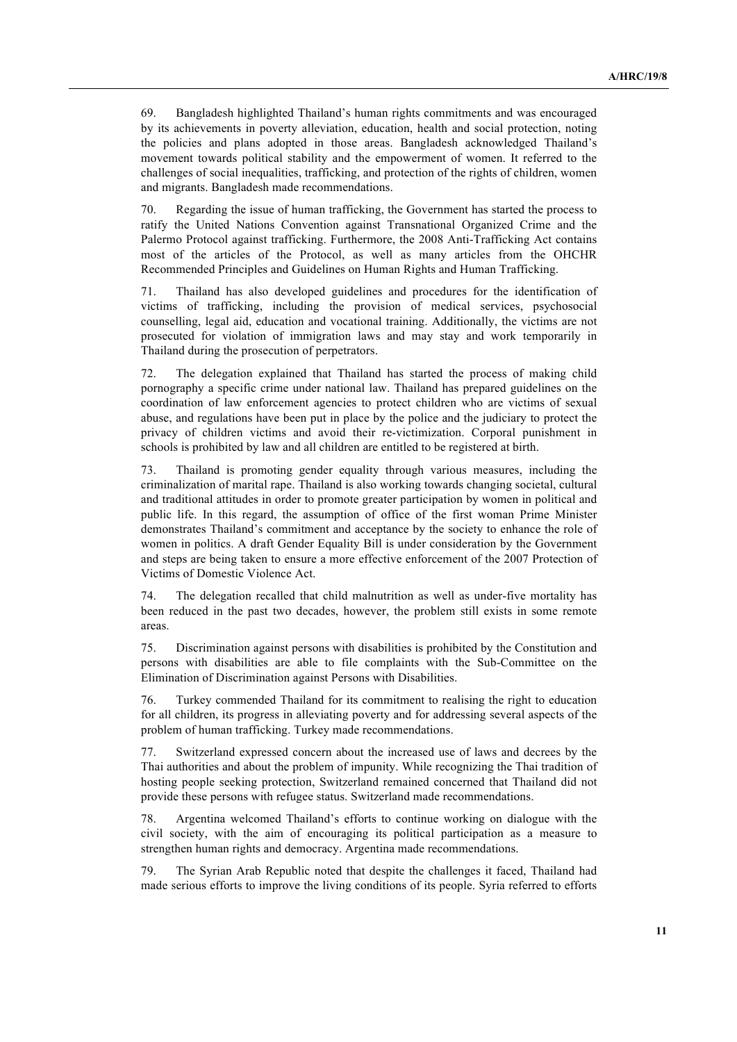69. Bangladesh highlighted Thailand's human rights commitments and was encouraged by its achievements in poverty alleviation, education, health and social protection, noting the policies and plans adopted in those areas. Bangladesh acknowledged Thailand's movement towards political stability and the empowerment of women. It referred to the challenges of social inequalities, trafficking, and protection of the rights of children, women and migrants. Bangladesh made recommendations.

70. Regarding the issue of human trafficking, the Government has started the process to ratify the United Nations Convention against Transnational Organized Crime and the Palermo Protocol against trafficking. Furthermore, the 2008 Anti-Trafficking Act contains most of the articles of the Protocol, as well as many articles from the OHCHR Recommended Principles and Guidelines on Human Rights and Human Trafficking.

71. Thailand has also developed guidelines and procedures for the identification of victims of trafficking, including the provision of medical services, psychosocial counselling, legal aid, education and vocational training. Additionally, the victims are not prosecuted for violation of immigration laws and may stay and work temporarily in Thailand during the prosecution of perpetrators.

72. The delegation explained that Thailand has started the process of making child pornography a specific crime under national law. Thailand has prepared guidelines on the coordination of law enforcement agencies to protect children who are victims of sexual abuse, and regulations have been put in place by the police and the judiciary to protect the privacy of children victims and avoid their re-victimization. Corporal punishment in schools is prohibited by law and all children are entitled to be registered at birth.

73. Thailand is promoting gender equality through various measures, including the criminalization of marital rape. Thailand is also working towards changing societal, cultural and traditional attitudes in order to promote greater participation by women in political and public life. In this regard, the assumption of office of the first woman Prime Minister demonstrates Thailand's commitment and acceptance by the society to enhance the role of women in politics. A draft Gender Equality Bill is under consideration by the Government and steps are being taken to ensure a more effective enforcement of the 2007 Protection of Victims of Domestic Violence Act.

74. The delegation recalled that child malnutrition as well as under-five mortality has been reduced in the past two decades, however, the problem still exists in some remote areas.

75. Discrimination against persons with disabilities is prohibited by the Constitution and persons with disabilities are able to file complaints with the Sub-Committee on the Elimination of Discrimination against Persons with Disabilities.

76. Turkey commended Thailand for its commitment to realising the right to education for all children, its progress in alleviating poverty and for addressing several aspects of the problem of human trafficking. Turkey made recommendations.

77. Switzerland expressed concern about the increased use of laws and decrees by the Thai authorities and about the problem of impunity. While recognizing the Thai tradition of hosting people seeking protection, Switzerland remained concerned that Thailand did not provide these persons with refugee status. Switzerland made recommendations.

78. Argentina welcomed Thailand's efforts to continue working on dialogue with the civil society, with the aim of encouraging its political participation as a measure to strengthen human rights and democracy. Argentina made recommendations.

79. The Syrian Arab Republic noted that despite the challenges it faced, Thailand had made serious efforts to improve the living conditions of its people. Syria referred to efforts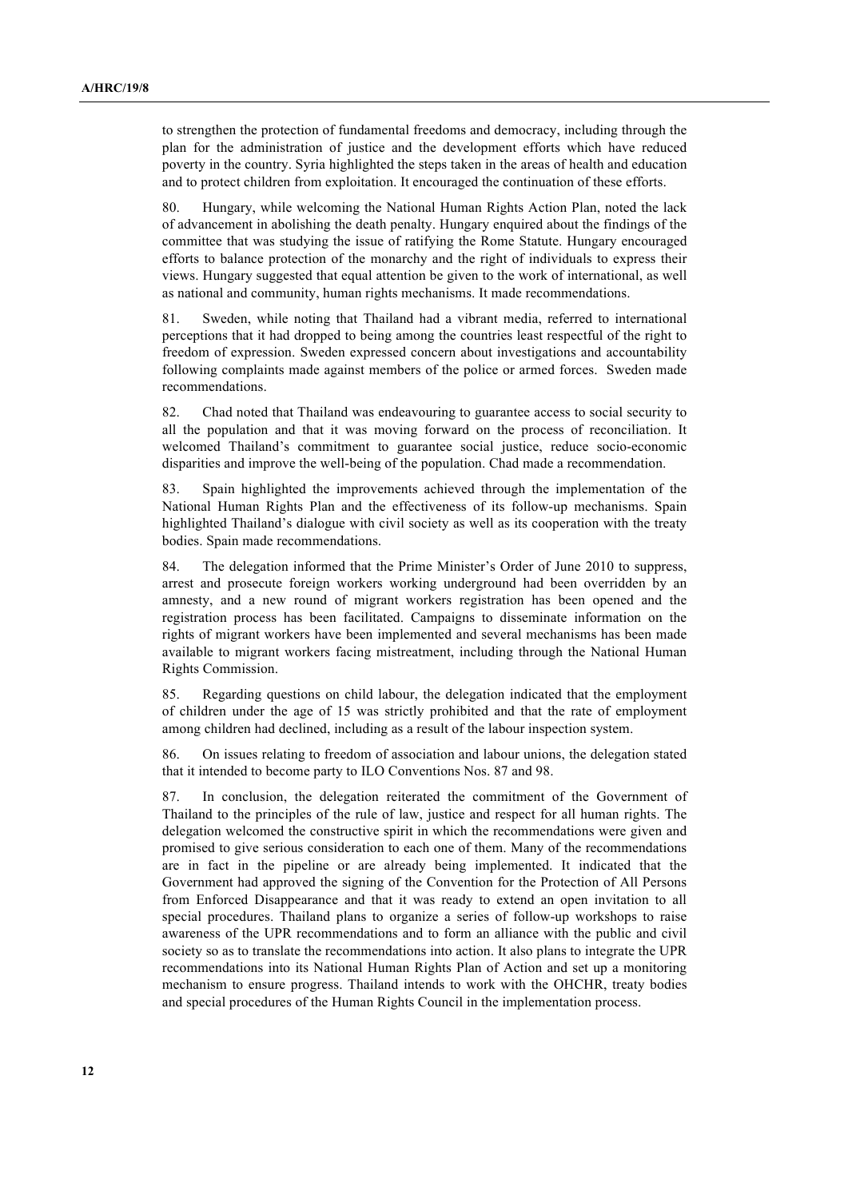to strengthen the protection of fundamental freedoms and democracy, including through the plan for the administration of justice and the development efforts which have reduced poverty in the country. Syria highlighted the steps taken in the areas of health and education and to protect children from exploitation. It encouraged the continuation of these efforts.

80. Hungary, while welcoming the National Human Rights Action Plan, noted the lack of advancement in abolishing the death penalty. Hungary enquired about the findings of the committee that was studying the issue of ratifying the Rome Statute. Hungary encouraged efforts to balance protection of the monarchy and the right of individuals to express their views. Hungary suggested that equal attention be given to the work of international, as well as national and community, human rights mechanisms. It made recommendations.

81. Sweden, while noting that Thailand had a vibrant media, referred to international perceptions that it had dropped to being among the countries least respectful of the right to freedom of expression. Sweden expressed concern about investigations and accountability following complaints made against members of the police or armed forces. Sweden made recommendations.

82. Chad noted that Thailand was endeavouring to guarantee access to social security to all the population and that it was moving forward on the process of reconciliation. It welcomed Thailand's commitment to guarantee social justice, reduce socio-economic disparities and improve the well-being of the population. Chad made a recommendation.

83. Spain highlighted the improvements achieved through the implementation of the National Human Rights Plan and the effectiveness of its follow-up mechanisms. Spain highlighted Thailand's dialogue with civil society as well as its cooperation with the treaty bodies. Spain made recommendations.

84. The delegation informed that the Prime Minister's Order of June 2010 to suppress, arrest and prosecute foreign workers working underground had been overridden by an amnesty, and a new round of migrant workers registration has been opened and the registration process has been facilitated. Campaigns to disseminate information on the rights of migrant workers have been implemented and several mechanisms has been made available to migrant workers facing mistreatment, including through the National Human Rights Commission.

85. Regarding questions on child labour, the delegation indicated that the employment of children under the age of 15 was strictly prohibited and that the rate of employment among children had declined, including as a result of the labour inspection system.

86. On issues relating to freedom of association and labour unions, the delegation stated that it intended to become party to ILO Conventions Nos. 87 and 98.

87. In conclusion, the delegation reiterated the commitment of the Government of Thailand to the principles of the rule of law, justice and respect for all human rights. The delegation welcomed the constructive spirit in which the recommendations were given and promised to give serious consideration to each one of them. Many of the recommendations are in fact in the pipeline or are already being implemented. It indicated that the Government had approved the signing of the Convention for the Protection of All Persons from Enforced Disappearance and that it was ready to extend an open invitation to all special procedures. Thailand plans to organize a series of follow-up workshops to raise awareness of the UPR recommendations and to form an alliance with the public and civil society so as to translate the recommendations into action. It also plans to integrate the UPR recommendations into its National Human Rights Plan of Action and set up a monitoring mechanism to ensure progress. Thailand intends to work with the OHCHR, treaty bodies and special procedures of the Human Rights Council in the implementation process.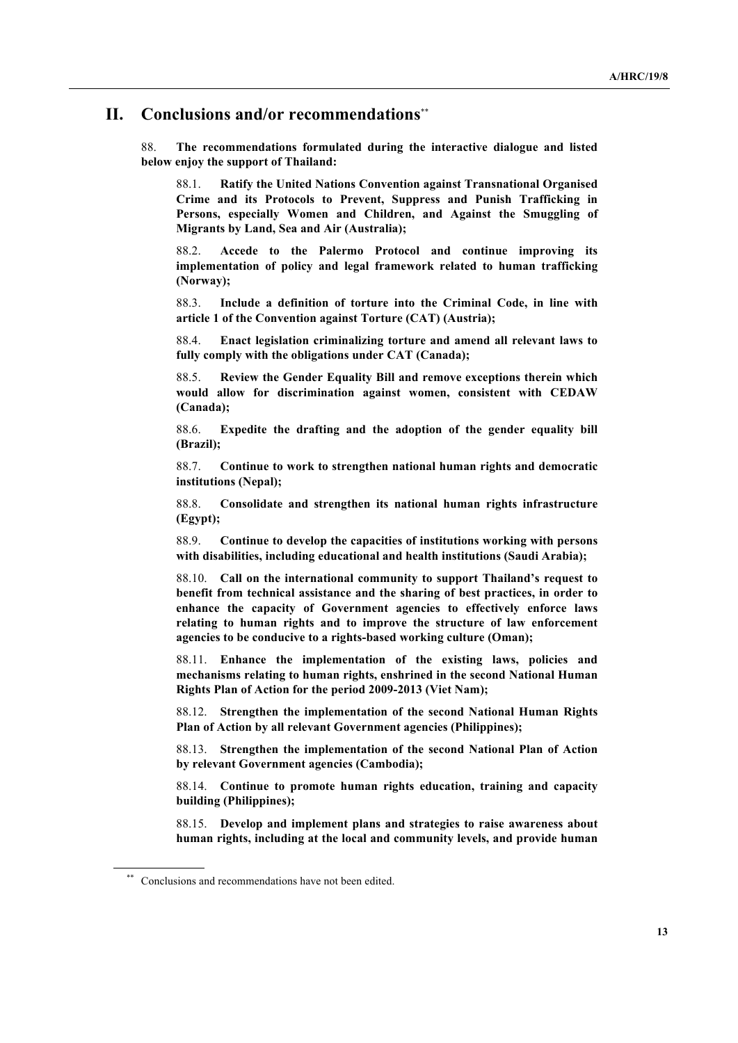## II. Conclusions and/or recommendations**

88. **The recommendations formulated during the interactive dialogue and listed below enjoy the support of Thailand:**

88.1. **Ratify the United Nations Convention against Transnational Organised Crime and its Protocols to Prevent, Suppress and Punish Trafficking in Persons, especially Women and Children, and Against the Smuggling of Migrants by Land, Sea and Air (Australia);**

88.2. **Accede to the Palermo Protocol and continue improving its implementation of policy and legal framework related to human trafficking (Norway);**

88.3. **Include a definition of torture into the Criminal Code, in line with article 1 of the Convention against Torture (CAT) (Austria);**

88.4. **Enact legislation criminalizing torture and amend all relevant laws to fully comply with the obligations under CAT (Canada);**

88.5. **Review the Gender Equality Bill and remove exceptions therein which would allow for discrimination against women, consistent with CEDAW (Canada);**

88.6. **Expedite the drafting and the adoption of the gender equality bill (Brazil);**

88.7. **Continue to work to strengthen national human rights and democratic institutions (Nepal);**

88.8. **Consolidate and strengthen its national human rights infrastructure (Egypt);**

88.9. **Continue to develop the capacities of institutions working with persons with disabilities, including educational and health institutions (Saudi Arabia);**

88.10. **Call on the international community to support Thailand's request to benefit from technical assistance and the sharing of best practices, in order to enhance the capacity of Government agencies to effectively enforce laws relating to human rights and to improve the structure of law enforcement agencies to be conducive to a rights-based working culture (Oman);**

88.11. **Enhance the implementation of the existing laws, policies and mechanisms relating to human rights, enshrined in the second National Human Rights Plan of Action for the period 2009-2013 (Viet Nam);**

88.12. **Strengthen the implementation of the second National Human Rights Plan of Action by all relevant Government agencies (Philippines);**

88.13. **Strengthen the implementation of the second National Plan of Action by relevant Government agencies (Cambodia);**

88.14. **Continue to promote human rights education, training and capacity building (Philippines);**

88.15. **Develop and implement plans and strategies to raise awareness about human rights, including at the local and community levels, and provide human**

** Conclusions and recommendations have not been edited.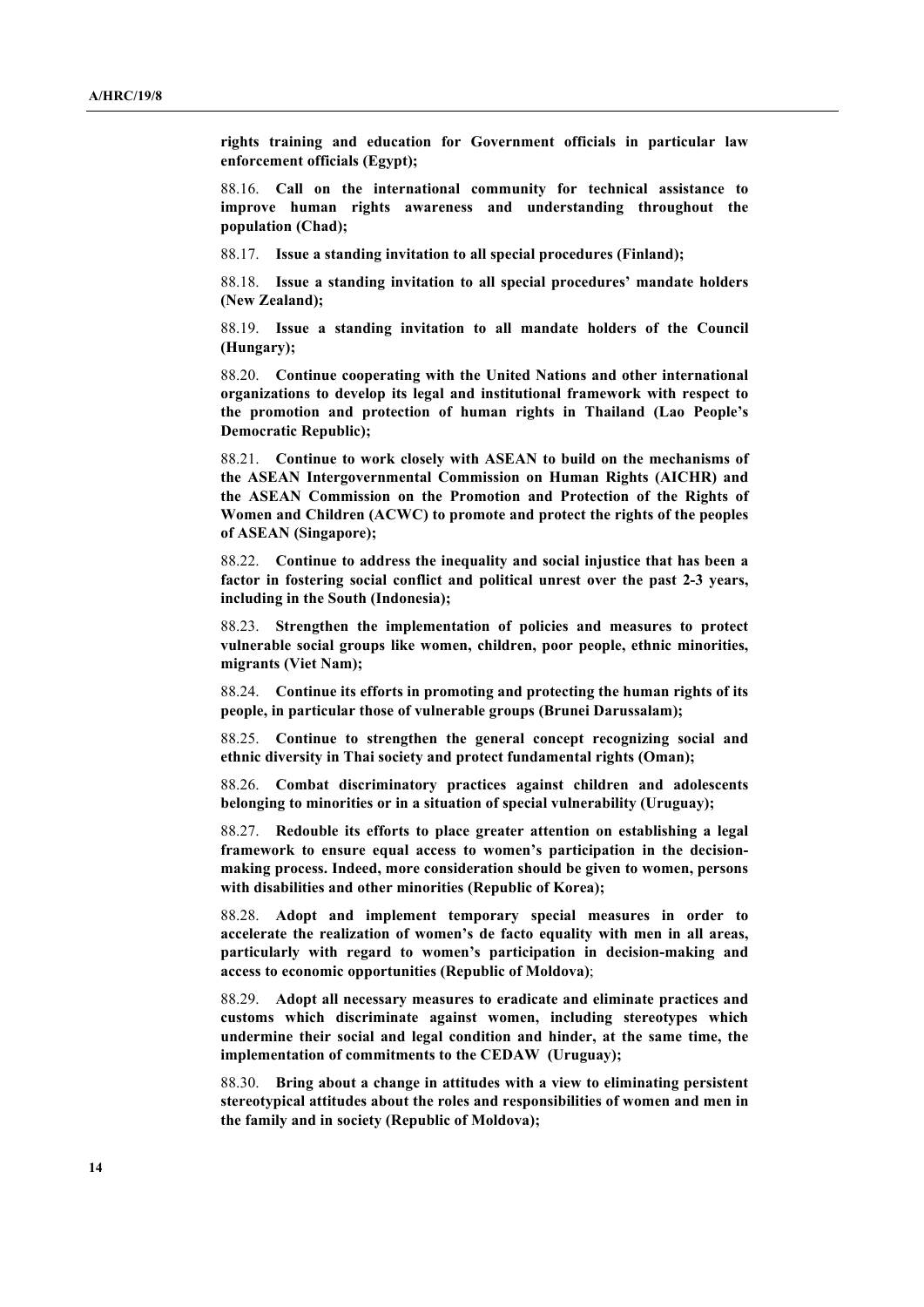**rights training and education for Government officials in particular law enforcement officials (Egypt);**

88.16. **Call on the international community for technical assistance to improve human rights awareness and understanding throughout the population (Chad);**

88.17. **Issue a standing invitation to all special procedures (Finland);**

88.18. **Issue a standing invitation to all special procedures' mandate holders (New Zealand);**

88.19. **Issue a standing invitation to all mandate holders of the Council (Hungary);**

88.20. **Continue cooperating with the United Nations and other international organizations to develop its legal and institutional framework with respect to the promotion and protection of human rights in Thailand (Lao People's Democratic Republic);**

88.21. **Continue to work closely with ASEAN to build on the mechanisms of the ASEAN Intergovernmental Commission on Human Rights (AICHR) and the ASEAN Commission on the Promotion and Protection of the Rights of Women and Children (ACWC) to promote and protect the rights of the peoples of ASEAN (Singapore);**

88.22. **Continue to address the inequality and social injustice that has been a factor in fostering social conflict and political unrest over the past 2-3 years, including in the South (Indonesia);**

88.23. **Strengthen the implementation of policies and measures to protect vulnerable social groups like women, children, poor people, ethnic minorities, migrants (Viet Nam);**

88.24. **Continue its efforts in promoting and protecting the human rights of its people, in particular those of vulnerable groups (Brunei Darussalam);**

88.25. **Continue to strengthen the general concept recognizing social and ethnic diversity in Thai society and protect fundamental rights (Oman);**

88.26. **Combat discriminatory practices against children and adolescents belonging to minorities or in a situation of special vulnerability (Uruguay);**

88.27. **Redouble its efforts to place greater attention on establishing a legal framework to ensure equal access to women's participation in the decision-making process. Indeed, more consideration should be given to women, persons with disabilities and other minorities (Republic of Korea);**

88.28. **Adopt and implement temporary special measures in order to accelerate the realization of women's de facto equality with men in all areas, particularly with regard to women's participation in decision-making and access to economic opportunities (Republic of Moldova)**;

88.29. **Adopt all necessary measures to eradicate and eliminate practices and customs which discriminate against women, including stereotypes which undermine their social and legal condition and hinder, at the same time, the implementation of commitments to the CEDAW (Uruguay);**

88.30. **Bring about a change in attitudes with a view to eliminating persistent stereotypical attitudes about the roles and responsibilities of women and men in the family and in society (Republic of Moldova);**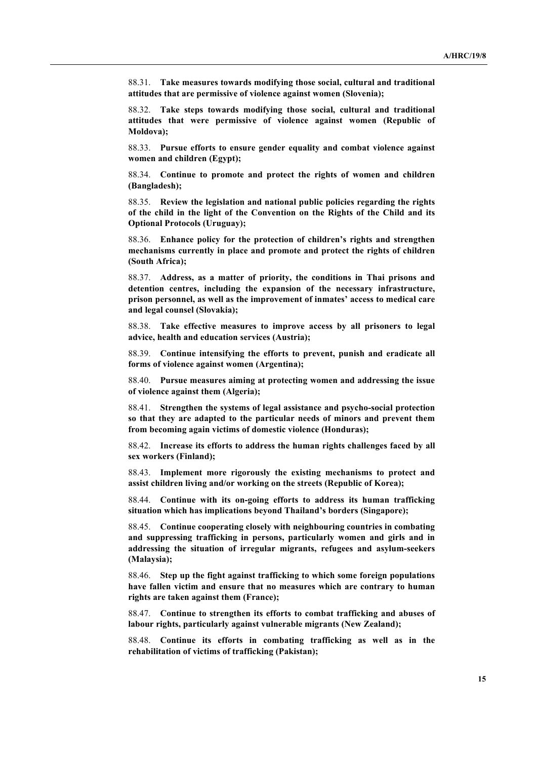88.31. **Take measures towards modifying those social, cultural and traditional attitudes that are permissive of violence against women (Slovenia);**

88.32. **Take steps towards modifying those social, cultural and traditional attitudes that were permissive of violence against women (Republic of Moldova);**

88.33. **Pursue efforts to ensure gender equality and combat violence against women and children (Egypt);**

88.34. **Continue to promote and protect the rights of women and children (Bangladesh);**

88.35. **Review the legislation and national public policies regarding the rights of the child in the light of the Convention on the Rights of the Child and its Optional Protocols (Uruguay);**

88.36. **Enhance policy for the protection of children's rights and strengthen mechanisms currently in place and promote and protect the rights of children (South Africa);**

88.37. **Address, as a matter of priority, the conditions in Thai prisons and detention centres, including the expansion of the necessary infrastructure, prison personnel, as well as the improvement of inmates' access to medical care and legal counsel (Slovakia);**

88.38. **Take effective measures to improve access by all prisoners to legal advice, health and education services (Austria);**

88.39. **Continue intensifying the efforts to prevent, punish and eradicate all forms of violence against women (Argentina);**

88.40. **Pursue measures aiming at protecting women and addressing the issue of violence against them (Algeria);**

88.41. **Strengthen the systems of legal assistance and psycho-social protection so that they are adapted to the particular needs of minors and prevent them from becoming again victims of domestic violence (Honduras);**

88.42. **Increase its efforts to address the human rights challenges faced by all sex workers (Finland);**

88.43. **Implement more rigorously the existing mechanisms to protect and assist children living and/or working on the streets (Republic of Korea);**

88.44. **Continue with its on-going efforts to address its human trafficking situation which has implications beyond Thailand's borders (Singapore);**

88.45. **Continue cooperating closely with neighbouring countries in combating and suppressing trafficking in persons, particularly women and girls and in addressing the situation of irregular migrants, refugees and asylum-seekers (Malaysia);**

88.46. **Step up the fight against trafficking to which some foreign populations have fallen victim and ensure that no measures which are contrary to human rights are taken against them (France);**

88.47. **Continue to strengthen its efforts to combat trafficking and abuses of labour rights, particularly against vulnerable migrants (New Zealand);**

88.48. **Continue its efforts in combating trafficking as well as in the rehabilitation of victims of trafficking (Pakistan);**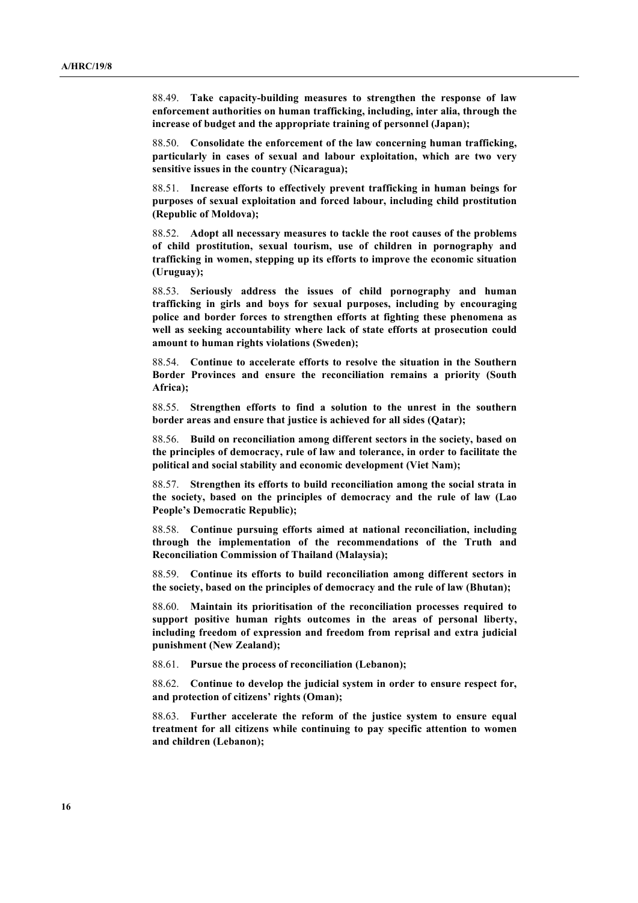88.49. **Take capacity-building measures to strengthen the response of law enforcement authorities on human trafficking, including, inter alia, through the increase of budget and the appropriate training of personnel (Japan);**

88.50. **Consolidate the enforcement of the law concerning human trafficking, particularly in cases of sexual and labour exploitation, which are two very sensitive issues in the country (Nicaragua);**

88.51. **Increase efforts to effectively prevent trafficking in human beings for purposes of sexual exploitation and forced labour, including child prostitution (Republic of Moldova);**

88.52. **Adopt all necessary measures to tackle the root causes of the problems of child prostitution, sexual tourism, use of children in pornography and trafficking in women, stepping up its efforts to improve the economic situation (Uruguay);**

88.53. **Seriously address the issues of child pornography and human trafficking in girls and boys for sexual purposes, including by encouraging police and border forces to strengthen efforts at fighting these phenomena as well as seeking accountability where lack of state efforts at prosecution could amount to human rights violations (Sweden);**

88.54. **Continue to accelerate efforts to resolve the situation in the Southern Border Provinces and ensure the reconciliation remains a priority (South Africa);**

88.55. **Strengthen efforts to find a solution to the unrest in the southern border areas and ensure that justice is achieved for all sides (Qatar);**

88.56. **Build on reconciliation among different sectors in the society, based on the principles of democracy, rule of law and tolerance, in order to facilitate the political and social stability and economic development (Viet Nam);**

88.57. **Strengthen its efforts to build reconciliation among the social strata in the society, based on the principles of democracy and the rule of law (Lao People's Democratic Republic);**

88.58. **Continue pursuing efforts aimed at national reconciliation, including through the implementation of the recommendations of the Truth and Reconciliation Commission of Thailand (Malaysia);**

88.59. **Continue its efforts to build reconciliation among different sectors in the society, based on the principles of democracy and the rule of law (Bhutan);**

88.60. **Maintain its prioritisation of the reconciliation processes required to support positive human rights outcomes in the areas of personal liberty, including freedom of expression and freedom from reprisal and extra judicial punishment (New Zealand);**

88.61. **Pursue the process of reconciliation (Lebanon);**

88.62. **Continue to develop the judicial system in order to ensure respect for, and protection of citizens' rights (Oman);**

88.63. **Further accelerate the reform of the justice system to ensure equal treatment for all citizens while continuing to pay specific attention to women and children (Lebanon);**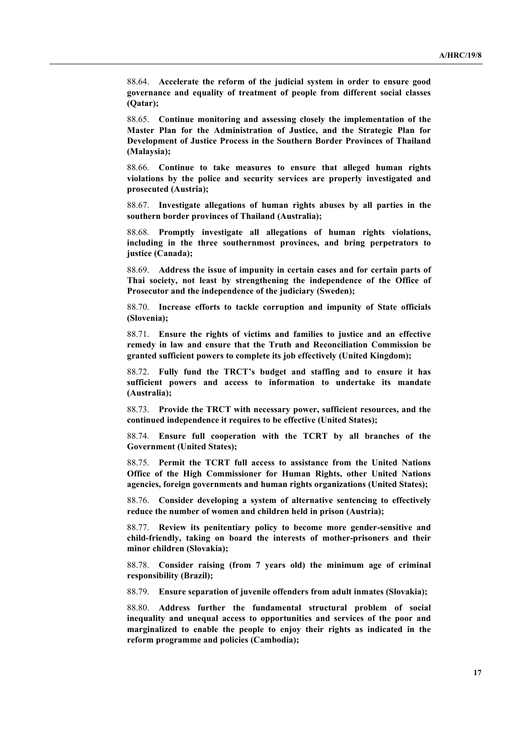88.64. **Accelerate the reform of the judicial system in order to ensure good governance and equality of treatment of people from different social classes (Qatar);**

88.65. **Continue monitoring and assessing closely the implementation of the Master Plan for the Administration of Justice, and the Strategic Plan for Development of Justice Process in the Southern Border Provinces of Thailand (Malaysia);**

88.66. **Continue to take measures to ensure that alleged human rights violations by the police and security services are properly investigated and prosecuted (Austria);**

88.67. **Investigate allegations of human rights abuses by all parties in the southern border provinces of Thailand (Australia);**

88.68. **Promptly investigate all allegations of human rights violations, including in the three southernmost provinces, and bring perpetrators to justice (Canada);**

88.69. **Address the issue of impunity in certain cases and for certain parts of Thai society, not least by strengthening the independence of the Office of Prosecutor and the independence of the judiciary (Sweden);**

88.70. **Increase efforts to tackle corruption and impunity of State officials (Slovenia);**

88.71. **Ensure the rights of victims and families to justice and an effective remedy in law and ensure that the Truth and Reconciliation Commission be granted sufficient powers to complete its job effectively (United Kingdom);**

88.72. **Fully fund the TRCT's budget and staffing and to ensure it has sufficient powers and access to information to undertake its mandate (Australia);**

88.73. **Provide the TRCT with necessary power, sufficient resources, and the continued independence it requires to be effective (United States);**

88.74. **Ensure full cooperation with the TCRT by all branches of the Government (United States);**

88.75. **Permit the TCRT full access to assistance from the United Nations Office of the High Commissioner for Human Rights, other United Nations agencies, foreign governments and human rights organizations (United States);**

88.76. **Consider developing a system of alternative sentencing to effectively reduce the number of women and children held in prison (Austria);**

88.77. **Review its penitentiary policy to become more gender-sensitive and child-friendly, taking on board the interests of mother-prisoners and their minor children (Slovakia);**

88.78. **Consider raising (from 7 years old) the minimum age of criminal responsibility (Brazil);**

88.79. **Ensure separation of juvenile offenders from adult inmates (Slovakia);**

88.80. **Address further the fundamental structural problem of social inequality and unequal access to opportunities and services of the poor and marginalized to enable the people to enjoy their rights as indicated in the reform programme and policies (Cambodia);**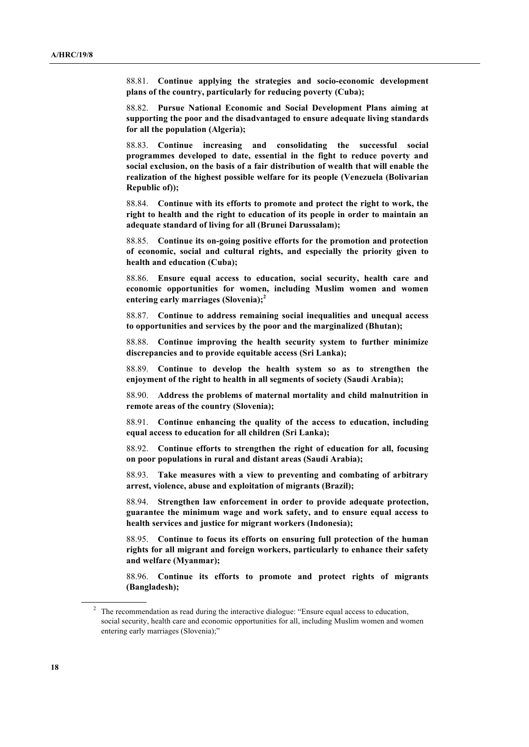88.81. **Continue applying the strategies and socio-economic development plans of the country, particularly for reducing poverty (Cuba);**

88.82. **Pursue National Economic and Social Development Plans aiming at supporting the poor and the disadvantaged to ensure adequate living standards for all the population (Algeria);**

88.83. **Continue increasing and consolidating the successful social programmes developed to date, essential in the fight to reduce poverty and social exclusion, on the basis of a fair distribution of wealth that will enable the realization of the highest possible welfare for its people (Venezuela (Bolivarian Republic of));**

88.84. **Continue with its efforts to promote and protect the right to work, the right to health and the right to education of its people in order to maintain an adequate standard of living for all (Brunei Darussalam);**

88.85. **Continue its on-going positive efforts for the promotion and protection of economic, social and cultural rights, and especially the priority given to health and education (Cuba);**

88.86. **Ensure equal access to education, social security, health care and economic opportunities for women, including Muslim women and women entering early marriages (Slovenia);**[2]

88.87. **Continue to address remaining social inequalities and unequal access to opportunities and services by the poor and the marginalized (Bhutan);**

88.88. **Continue improving the health security system to further minimize discrepancies and to provide equitable access (Sri Lanka);**

88.89. **Continue to develop the health system so as to strengthen the enjoyment of the right to health in all segments of society (Saudi Arabia);**

88.90. **Address the problems of maternal mortality and child malnutrition in remote areas of the country (Slovenia);**

88.91. **Continue enhancing the quality of the access to education, including equal access to education for all children (Sri Lanka);**

88.92. **Continue efforts to strengthen the right of education for all, focusing on poor populations in rural and distant areas (Saudi Arabia);**

88.93. **Take measures with a view to preventing and combating of arbitrary arrest, violence, abuse and exploitation of migrants (Brazil);**

88.94. **Strengthen law enforcement in order to provide adequate protection, guarantee the minimum wage and work safety, and to ensure equal access to health services and justice for migrant workers (Indonesia);**

88.95. **Continue to focus its efforts on ensuring full protection of the human rights for all migrant and foreign workers, particularly to enhance their safety and welfare (Myanmar);**

88.96. **Continue its efforts to promote and protect rights of migrants (Bangladesh);**

---

[2] The recommendation as read during the interactive dialogue: "Ensure equal access to education, social security, health care and economic opportunities for all, including Muslim women and women entering early marriages (Slovenia);"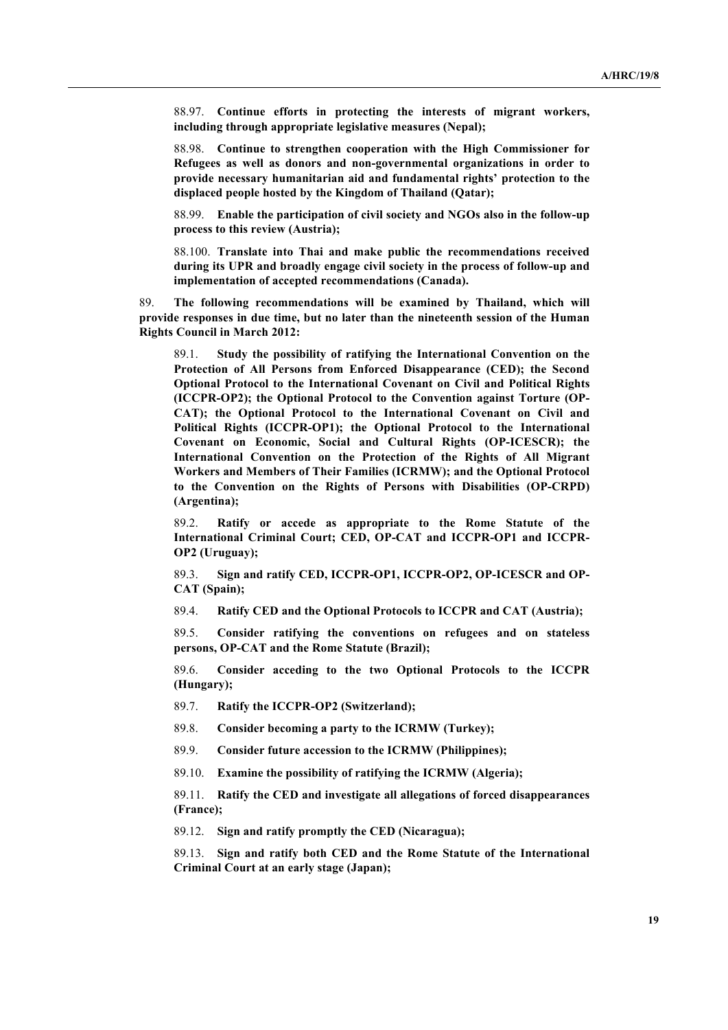88.97. **Continue efforts in protecting the interests of migrant workers, including through appropriate legislative measures (Nepal);**

88.98. **Continue to strengthen cooperation with the High Commissioner for Refugees as well as donors and non-governmental organizations in order to provide necessary humanitarian aid and fundamental rights' protection to the displaced people hosted by the Kingdom of Thailand (Qatar);**

88.99. **Enable the participation of civil society and NGOs also in the follow-up process to this review (Austria);**

88.100. **Translate into Thai and make public the recommendations received during its UPR and broadly engage civil society in the process of follow-up and implementation of accepted recommendations (Canada).**

89. **The following recommendations will be examined by Thailand, which will provide responses in due time, but no later than the nineteenth session of the Human Rights Council in March 2012:**

89.1. **Study the possibility of ratifying the International Convention on the Protection of All Persons from Enforced Disappearance (CED); the Second Optional Protocol to the International Covenant on Civil and Political Rights (ICCPR-OP2); the Optional Protocol to the Convention against Torture (OP-CAT); the Optional Protocol to the International Covenant on Civil and Political Rights (ICCPR-OP1); the Optional Protocol to the International Covenant on Economic, Social and Cultural Rights (OP-ICESCR); the International Convention on the Protection of the Rights of All Migrant Workers and Members of Their Families (ICRMW); and the Optional Protocol to the Convention on the Rights of Persons with Disabilities (OP-CRPD) (Argentina);**

89.2. **Ratify or accede as appropriate to the Rome Statute of the International Criminal Court; CED, OP-CAT and ICCPR-OP1 and ICCPR-OP2 (Uruguay);**

89.3. **Sign and ratify CED, ICCPR-OP1, ICCPR-OP2, OP-ICESCR and OP-CAT (Spain);**

89.4. **Ratify CED and the Optional Protocols to ICCPR and CAT (Austria);**

89.5. **Consider ratifying the conventions on refugees and on stateless persons, OP-CAT and the Rome Statute (Brazil);**

89.6. **Consider acceding to the two Optional Protocols to the ICCPR (Hungary);**

89.7. **Ratify the ICCPR-OP2 (Switzerland);**

89.8. **Consider becoming a party to the ICRMW (Turkey);**

89.9. **Consider future accession to the ICRMW (Philippines);**

89.10. **Examine the possibility of ratifying the ICRMW (Algeria);**

89.11. **Ratify the CED and investigate all allegations of forced disappearances (France);**

89.12. **Sign and ratify promptly the CED (Nicaragua);**

89.13. **Sign and ratify both CED and the Rome Statute of the International Criminal Court at an early stage (Japan);**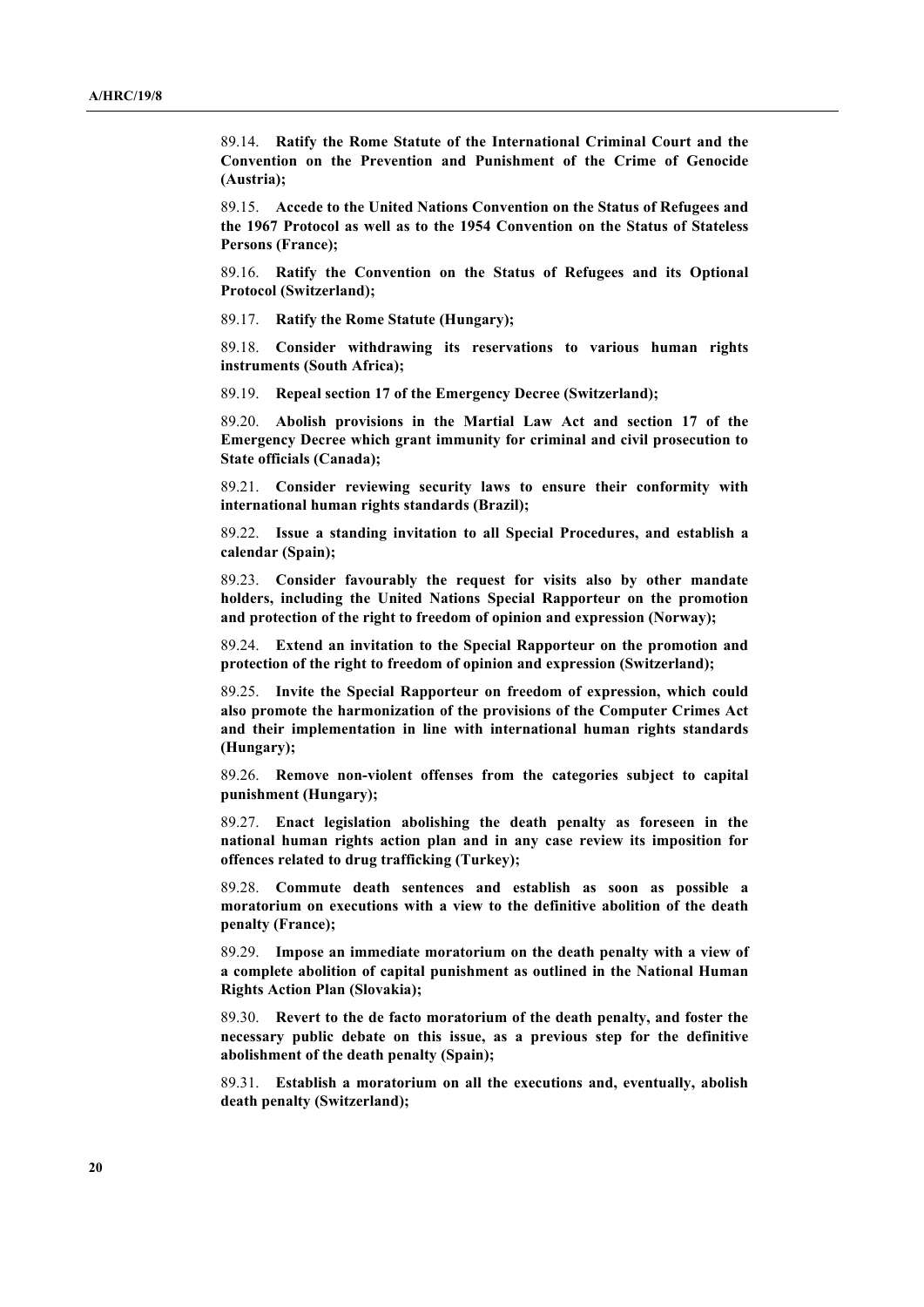89.14. **Ratify the Rome Statute of the International Criminal Court and the Convention on the Prevention and Punishment of the Crime of Genocide (Austria);**

89.15. **Accede to the United Nations Convention on the Status of Refugees and the 1967 Protocol as well as to the 1954 Convention on the Status of Stateless Persons (France);**

89.16. **Ratify the Convention on the Status of Refugees and its Optional Protocol (Switzerland);**

89.17. **Ratify the Rome Statute (Hungary);**

89.18. **Consider withdrawing its reservations to various human rights instruments (South Africa);**

89.19. **Repeal section 17 of the Emergency Decree (Switzerland);**

89.20. **Abolish provisions in the Martial Law Act and section 17 of the Emergency Decree which grant immunity for criminal and civil prosecution to State officials (Canada);**

89.21. **Consider reviewing security laws to ensure their conformity with international human rights standards (Brazil);**

89.22. **Issue a standing invitation to all Special Procedures, and establish a calendar (Spain);**

89.23. **Consider favourably the request for visits also by other mandate holders, including the United Nations Special Rapporteur on the promotion and protection of the right to freedom of opinion and expression (Norway);**

89.24. **Extend an invitation to the Special Rapporteur on the promotion and protection of the right to freedom of opinion and expression (Switzerland);**

89.25. **Invite the Special Rapporteur on freedom of expression, which could also promote the harmonization of the provisions of the Computer Crimes Act and their implementation in line with international human rights standards (Hungary);**

89.26. **Remove non-violent offenses from the categories subject to capital punishment (Hungary);**

89.27. **Enact legislation abolishing the death penalty as foreseen in the national human rights action plan and in any case review its imposition for offences related to drug trafficking (Turkey);**

89.28. **Commute death sentences and establish as soon as possible a moratorium on executions with a view to the definitive abolition of the death penalty (France);**

89.29. **Impose an immediate moratorium on the death penalty with a view of a complete abolition of capital punishment as outlined in the National Human Rights Action Plan (Slovakia);**

89.30. **Revert to the de facto moratorium of the death penalty, and foster the necessary public debate on this issue, as a previous step for the definitive abolishment of the death penalty (Spain);**

89.31. **Establish a moratorium on all the executions and, eventually, abolish death penalty (Switzerland);**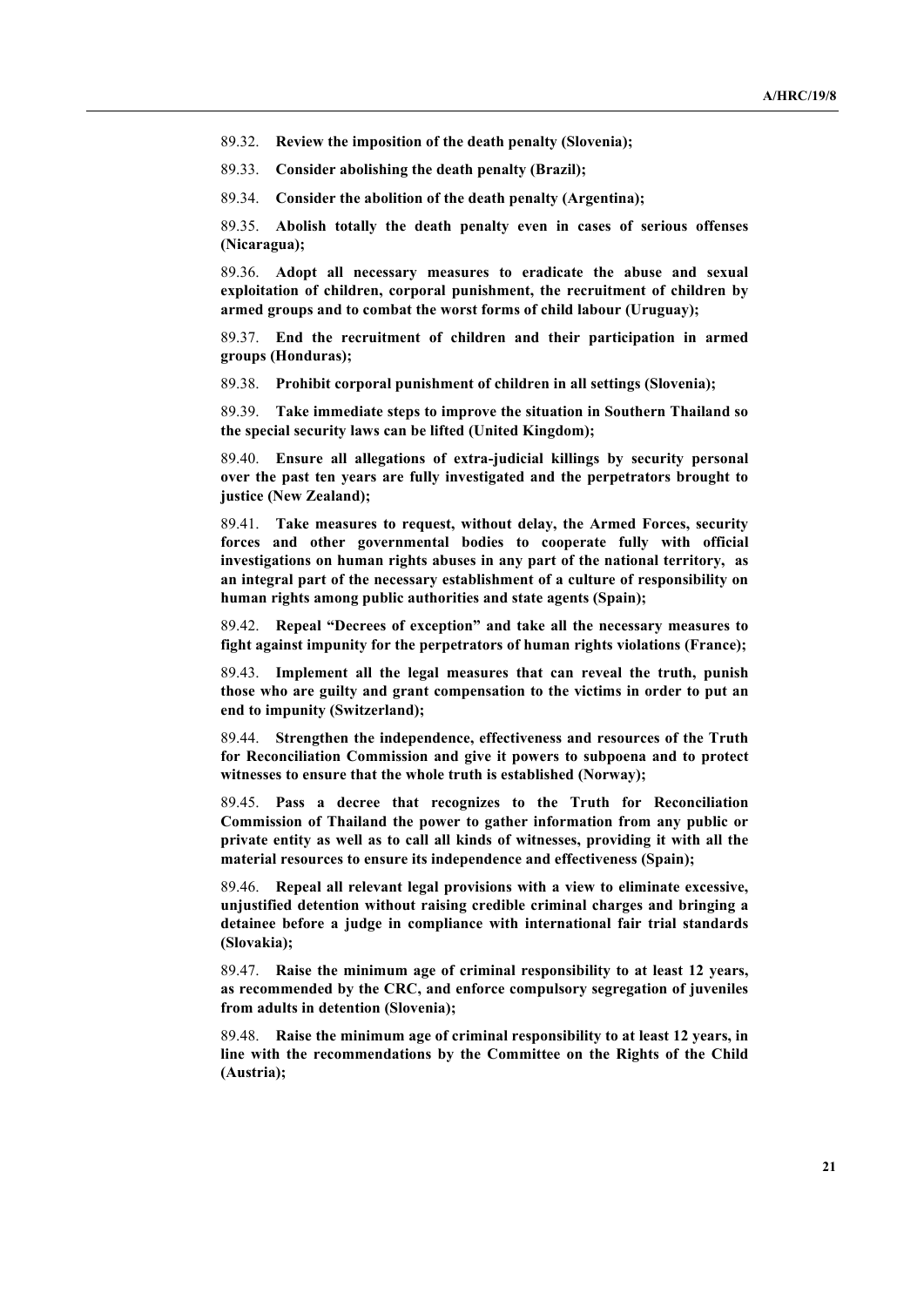89.32. **Review the imposition of the death penalty (Slovenia);**

89.33. **Consider abolishing the death penalty (Brazil);**

89.34. **Consider the abolition of the death penalty (Argentina);**

89.35. **Abolish totally the death penalty even in cases of serious offenses (Nicaragua);**

89.36. **Adopt all necessary measures to eradicate the abuse and sexual exploitation of children, corporal punishment, the recruitment of children by armed groups and to combat the worst forms of child labour (Uruguay);**

89.37. **End the recruitment of children and their participation in armed groups (Honduras);**

89.38. **Prohibit corporal punishment of children in all settings (Slovenia);**

89.39. **Take immediate steps to improve the situation in Southern Thailand so the special security laws can be lifted (United Kingdom);**

89.40. **Ensure all allegations of extra-judicial killings by security personal over the past ten years are fully investigated and the perpetrators brought to justice (New Zealand);**

89.41. **Take measures to request, without delay, the Armed Forces, security forces and other governmental bodies to cooperate fully with official investigations on human rights abuses in any part of the national territory, as an integral part of the necessary establishment of a culture of responsibility on human rights among public authorities and state agents (Spain);**

89.42. **Repeal "Decrees of exception" and take all the necessary measures to fight against impunity for the perpetrators of human rights violations (France);**

89.43. **Implement all the legal measures that can reveal the truth, punish those who are guilty and grant compensation to the victims in order to put an end to impunity (Switzerland);**

89.44. **Strengthen the independence, effectiveness and resources of the Truth for Reconciliation Commission and give it powers to subpoena and to protect witnesses to ensure that the whole truth is established (Norway);**

89.45. **Pass a decree that recognizes to the Truth for Reconciliation Commission of Thailand the power to gather information from any public or private entity as well as to call all kinds of witnesses, providing it with all the material resources to ensure its independence and effectiveness (Spain);**

89.46. **Repeal all relevant legal provisions with a view to eliminate excessive, unjustified detention without raising credible criminal charges and bringing a detainee before a judge in compliance with international fair trial standards (Slovakia);**

89.47. **Raise the minimum age of criminal responsibility to at least 12 years, as recommended by the CRC, and enforce compulsory segregation of juveniles from adults in detention (Slovenia);**

89.48. **Raise the minimum age of criminal responsibility to at least 12 years, in line with the recommendations by the Committee on the Rights of the Child (Austria);**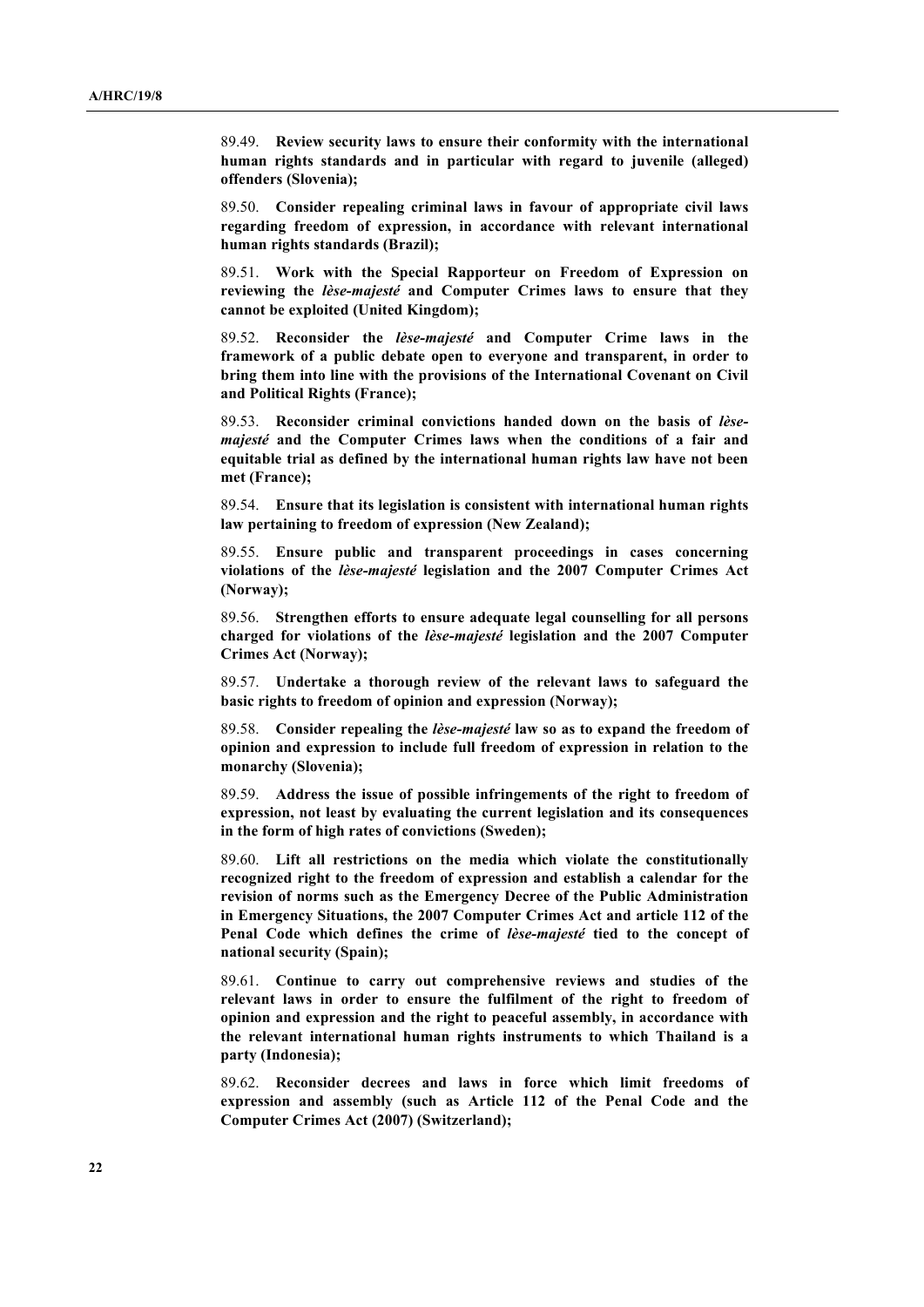89.49. **Review security laws to ensure their conformity with the international human rights standards and in particular with regard to juvenile (alleged) offenders (Slovenia);**

89.50. **Consider repealing criminal laws in favour of appropriate civil laws regarding freedom of expression, in accordance with relevant international human rights standards (Brazil);**

89.51. **Work with the Special Rapporteur on Freedom of Expression on reviewing the *lèse-majesté* and Computer Crimes laws to ensure that they cannot be exploited (United Kingdom);**

89.52. **Reconsider the *lèse-majesté* and Computer Crime laws in the framework of a public debate open to everyone and transparent, in order to bring them into line with the provisions of the International Covenant on Civil and Political Rights (France);**

89.53. **Reconsider criminal convictions handed down on the basis of *lèse-majesté* and the Computer Crimes laws when the conditions of a fair and equitable trial as defined by the international human rights law have not been met (France);**

89.54. **Ensure that its legislation is consistent with international human rights law pertaining to freedom of expression (New Zealand);**

89.55. **Ensure public and transparent proceedings in cases concerning violations of the *lèse-majesté* legislation and the 2007 Computer Crimes Act (Norway);**

89.56. **Strengthen efforts to ensure adequate legal counselling for all persons charged for violations of the *lèse-majesté* legislation and the 2007 Computer Crimes Act (Norway);**

89.57. **Undertake a thorough review of the relevant laws to safeguard the basic rights to freedom of opinion and expression (Norway);**

89.58. **Consider repealing the *lèse-majesté* law so as to expand the freedom of opinion and expression to include full freedom of expression in relation to the monarchy (Slovenia);**

89.59. **Address the issue of possible infringements of the right to freedom of expression, not least by evaluating the current legislation and its consequences in the form of high rates of convictions (Sweden);**

89.60. **Lift all restrictions on the media which violate the constitutionally recognized right to the freedom of expression and establish a calendar for the revision of norms such as the Emergency Decree of the Public Administration in Emergency Situations, the 2007 Computer Crimes Act and article 112 of the Penal Code which defines the crime of *lèse-majesté* tied to the concept of national security (Spain);**

89.61. **Continue to carry out comprehensive reviews and studies of the relevant laws in order to ensure the fulfilment of the right to freedom of opinion and expression and the right to peaceful assembly, in accordance with the relevant international human rights instruments to which Thailand is a party (Indonesia);**

89.62. **Reconsider decrees and laws in force which limit freedoms of expression and assembly (such as Article 112 of the Penal Code and the Computer Crimes Act (2007) (Switzerland);**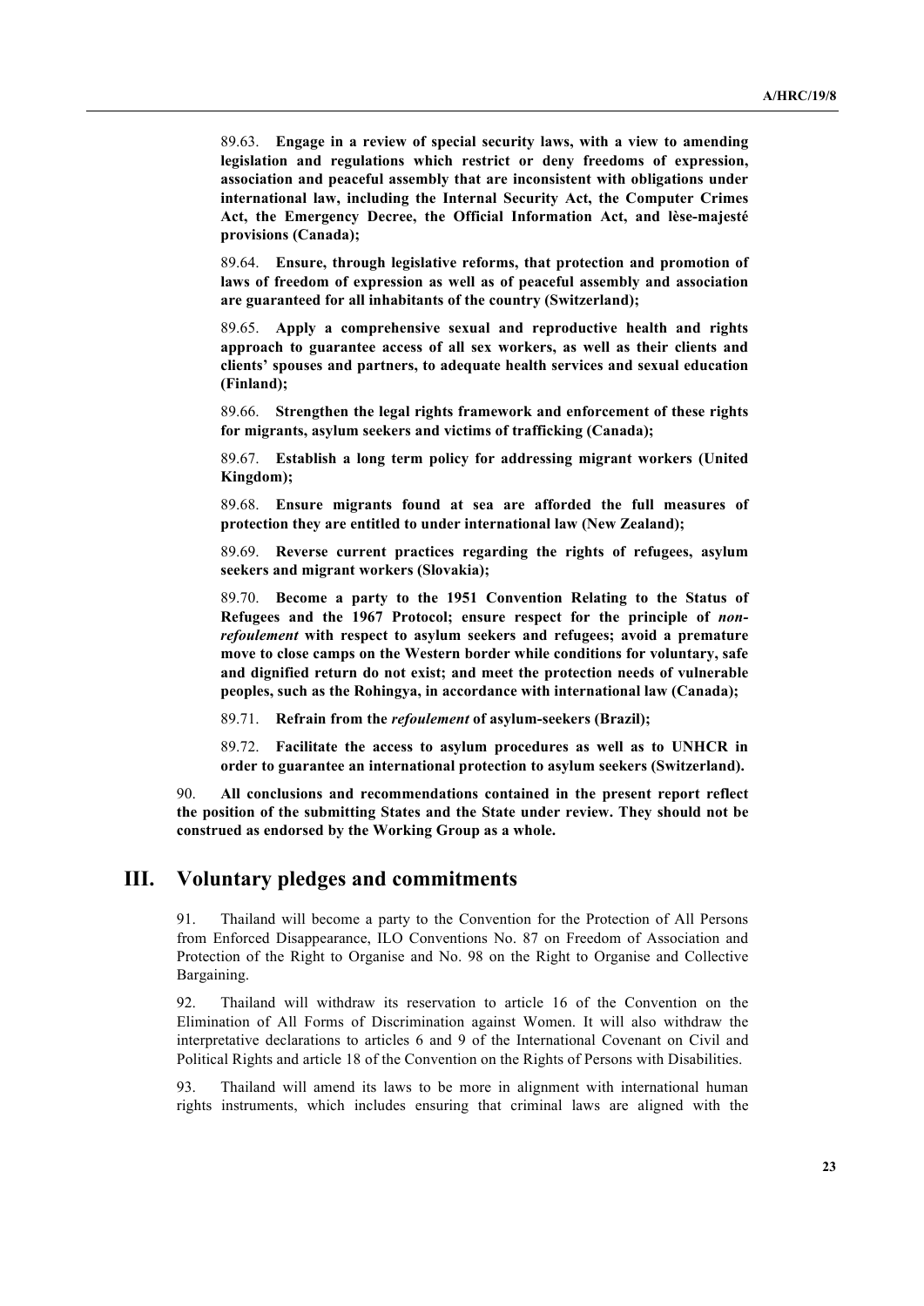89.63. **Engage in a review of special security laws, with a view to amending legislation and regulations which restrict or deny freedoms of expression, association and peaceful assembly that are inconsistent with obligations under international law, including the Internal Security Act, the Computer Crimes Act, the Emergency Decree, the Official Information Act, and lèse-majesté provisions (Canada);**

89.64. **Ensure, through legislative reforms, that protection and promotion of laws of freedom of expression as well as of peaceful assembly and association are guaranteed for all inhabitants of the country (Switzerland);**

89.65. **Apply a comprehensive sexual and reproductive health and rights approach to guarantee access of all sex workers, as well as their clients and clients' spouses and partners, to adequate health services and sexual education (Finland);**

89.66. **Strengthen the legal rights framework and enforcement of these rights for migrants, asylum seekers and victims of trafficking (Canada);**

89.67. **Establish a long term policy for addressing migrant workers (United Kingdom);**

89.68. **Ensure migrants found at sea are afforded the full measures of protection they are entitled to under international law (New Zealand);**

89.69. **Reverse current practices regarding the rights of refugees, asylum seekers and migrant workers (Slovakia);**

89.70. **Become a party to the 1951 Convention Relating to the Status of Refugees and the 1967 Protocol; ensure respect for the principle of *non-refoulement* with respect to asylum seekers and refugees; avoid a premature move to close camps on the Western border while conditions for voluntary, safe and dignified return do not exist; and meet the protection needs of vulnerable peoples, such as the Rohingya, in accordance with international law (Canada);**

89.71. **Refrain from the *refoulement* of asylum-seekers (Brazil);**

89.72. **Facilitate the access to asylum procedures as well as to UNHCR in order to guarantee an international protection to asylum seekers (Switzerland).**

90. **All conclusions and recommendations contained in the present report reflect the position of the submitting States and the State under review. They should not be construed as endorsed by the Working Group as a whole.**

## III. Voluntary pledges and commitments

91. Thailand will become a party to the Convention for the Protection of All Persons from Enforced Disappearance, ILO Conventions No. 87 on Freedom of Association and Protection of the Right to Organise and No. 98 on the Right to Organise and Collective Bargaining.

92. Thailand will withdraw its reservation to article 16 of the Convention on the Elimination of All Forms of Discrimination against Women. It will also withdraw the interpretative declarations to articles 6 and 9 of the International Covenant on Civil and Political Rights and article 18 of the Convention on the Rights of Persons with Disabilities.

93. Thailand will amend its laws to be more in alignment with international human rights instruments, which includes ensuring that criminal laws are aligned with the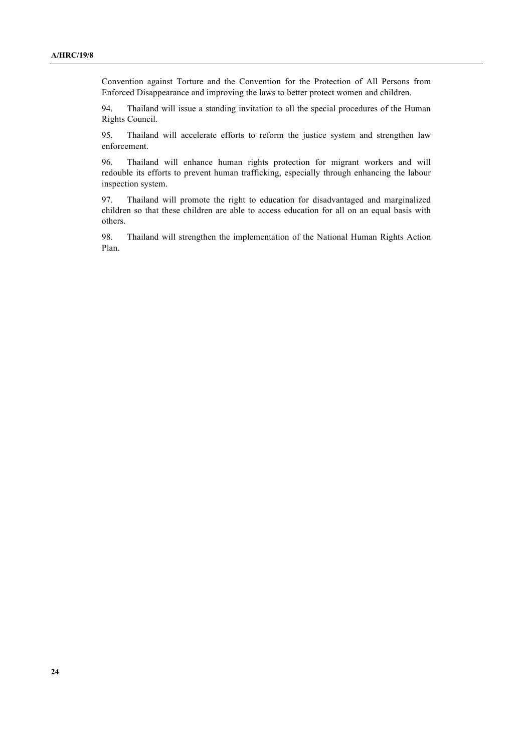Convention against Torture and the Convention for the Protection of All Persons from Enforced Disappearance and improving the laws to better protect women and children.

94. Thailand will issue a standing invitation to all the special procedures of the Human Rights Council.

95. Thailand will accelerate efforts to reform the justice system and strengthen law enforcement.

96. Thailand will enhance human rights protection for migrant workers and will redouble its efforts to prevent human trafficking, especially through enhancing the labour inspection system.

97. Thailand will promote the right to education for disadvantaged and marginalized children so that these children are able to access education for all on an equal basis with others.

98. Thailand will strengthen the implementation of the National Human Rights Action Plan.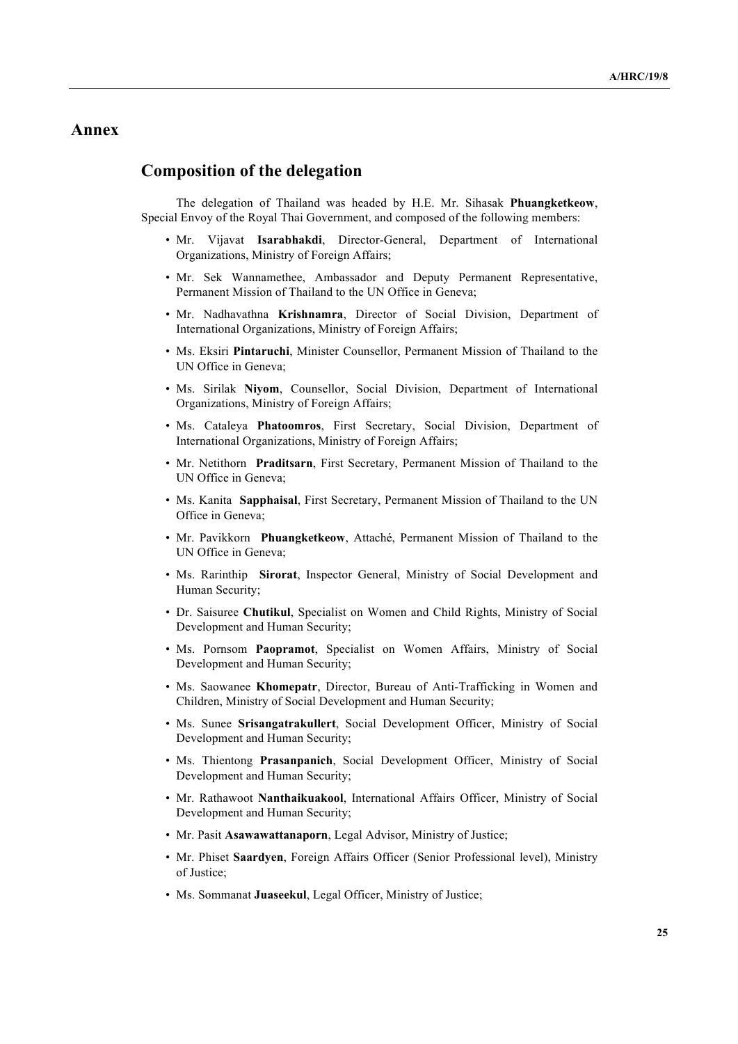# Annex

## Composition of the delegation

The delegation of Thailand was headed by H.E. Mr. Sihasak **Phuangketkeow**, Special Envoy of the Royal Thai Government, and composed of the following members:

- Mr. Vijavat **Isarabhakdi**, Director-General, Department of International Organizations, Ministry of Foreign Affairs;
- Mr. Sek Wannamethee, Ambassador and Deputy Permanent Representative, Permanent Mission of Thailand to the UN Office in Geneva;
- Mr. Nadhavathna **Krishnamra**, Director of Social Division, Department of International Organizations, Ministry of Foreign Affairs;
- Ms. Eksiri **Pintaruchi**, Minister Counsellor, Permanent Mission of Thailand to the UN Office in Geneva;
- Ms. Sirilak **Niyom**, Counsellor, Social Division, Department of International Organizations, Ministry of Foreign Affairs;
- Ms. Cataleya **Phatoomros**, First Secretary, Social Division, Department of International Organizations, Ministry of Foreign Affairs;
- Mr. Netithorn **Praditsarn**, First Secretary, Permanent Mission of Thailand to the UN Office in Geneva;
- Ms. Kanita **Sapphaisal**, First Secretary, Permanent Mission of Thailand to the UN Office in Geneva;
- Mr. Pavikkorn **Phuangketkeow**, Attaché, Permanent Mission of Thailand to the UN Office in Geneva;
- Ms. Rarinthip **Sirorat**, Inspector General, Ministry of Social Development and Human Security;
- Dr. Saisuree **Chutikul**, Specialist on Women and Child Rights, Ministry of Social Development and Human Security;
- Ms. Pornsom **Paopramot**, Specialist on Women Affairs, Ministry of Social Development and Human Security;
- Ms. Saowanee **Khomepatr**, Director, Bureau of Anti-Trafficking in Women and Children, Ministry of Social Development and Human Security;
- Ms. Sunee **Srisangatrakullert**, Social Development Officer, Ministry of Social Development and Human Security;
- Ms. Thientong **Prasanpanich**, Social Development Officer, Ministry of Social Development and Human Security;
- Mr. Rathawoot **Nanthaikuakool**, International Affairs Officer, Ministry of Social Development and Human Security;
- Mr. Pasit **Asawawattanaporn**, Legal Advisor, Ministry of Justice;
- Mr. Phiset **Saardyen**, Foreign Affairs Officer (Senior Professional level), Ministry of Justice;
- Ms. Sommanat **Juaseekul**, Legal Officer, Ministry of Justice;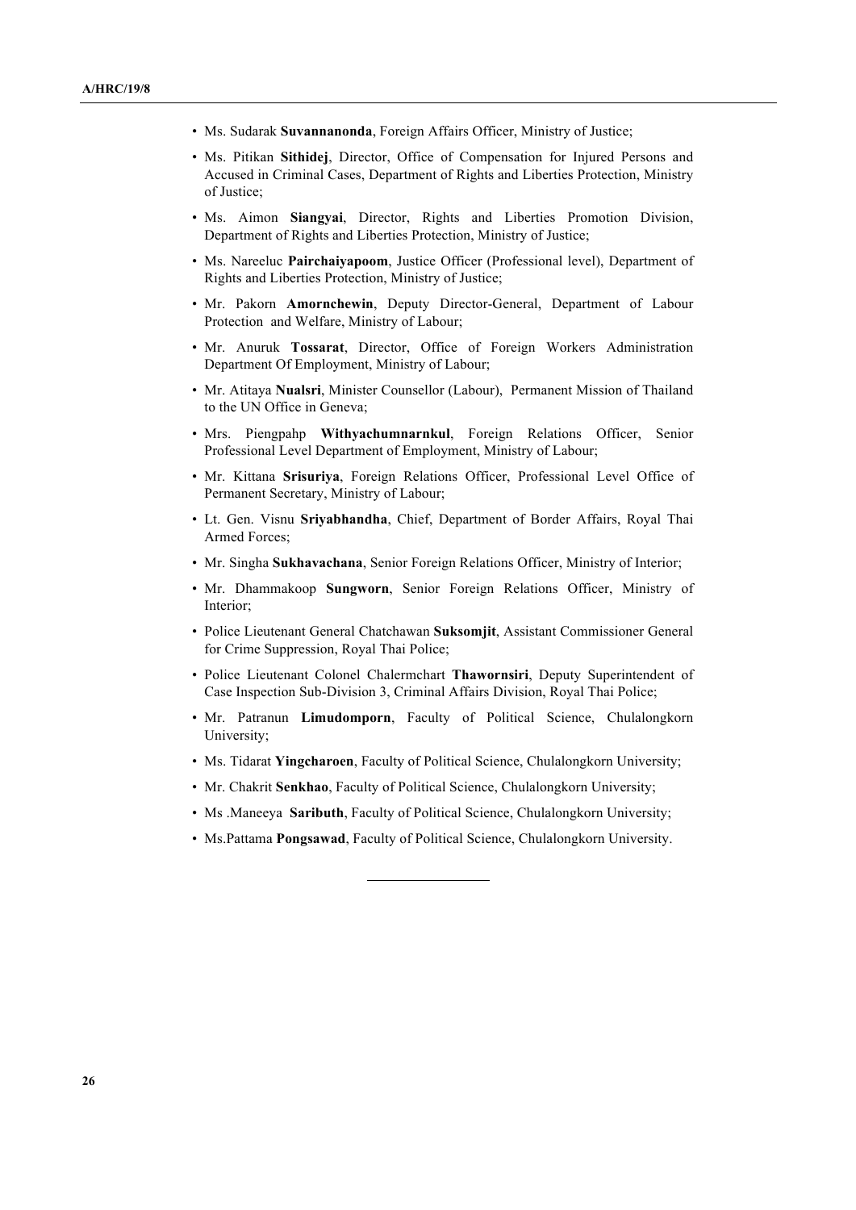- Ms. Sudarak **Suvannanonda**, Foreign Affairs Officer, Ministry of Justice;
- Ms. Pitikan **Sithidej**, Director, Office of Compensation for Injured Persons and Accused in Criminal Cases, Department of Rights and Liberties Protection, Ministry of Justice;
- Ms. Aimon **Siangyai**, Director, Rights and Liberties Promotion Division, Department of Rights and Liberties Protection, Ministry of Justice;
- Ms. Nareeluc **Pairchaiyapoom**, Justice Officer (Professional level), Department of Rights and Liberties Protection, Ministry of Justice;
- Mr. Pakorn **Amornchewin**, Deputy Director-General, Department of Labour Protection and Welfare, Ministry of Labour;
- Mr. Anuruk **Tossarat**, Director, Office of Foreign Workers Administration Department Of Employment, Ministry of Labour;
- Mr. Atitaya **Nualsri**, Minister Counsellor (Labour), Permanent Mission of Thailand to the UN Office in Geneva;
- Mrs. Piengpahp **Withyachumnarnkul**, Foreign Relations Officer, Senior Professional Level Department of Employment, Ministry of Labour;
- Mr. Kittana **Srisuriya**, Foreign Relations Officer, Professional Level Office of Permanent Secretary, Ministry of Labour;
- Lt. Gen. Visnu **Sriyabhandha**, Chief, Department of Border Affairs, Royal Thai Armed Forces;
- Mr. Singha **Sukhavachana**, Senior Foreign Relations Officer, Ministry of Interior;
- Mr. Dhammakoop **Sungworn**, Senior Foreign Relations Officer, Ministry of Interior;
- Police Lieutenant General Chatchawan **Suksomjit**, Assistant Commissioner General for Crime Suppression, Royal Thai Police;
- Police Lieutenant Colonel Chalermchart **Thawornsiri**, Deputy Superintendent of Case Inspection Sub-Division 3, Criminal Affairs Division, Royal Thai Police;
- Mr. Patranun **Limudomporn**, Faculty of Political Science, Chulalongkorn University;
- Ms. Tidarat **Yingcharoen**, Faculty of Political Science, Chulalongkorn University;
- Mr. Chakrit **Senkhao**, Faculty of Political Science, Chulalongkorn University;
- Ms .Maneeya **Saributh**, Faculty of Political Science, Chulalongkorn University;
- Ms.Pattama **Pongsawad**, Faculty of Political Science, Chulalongkorn University.